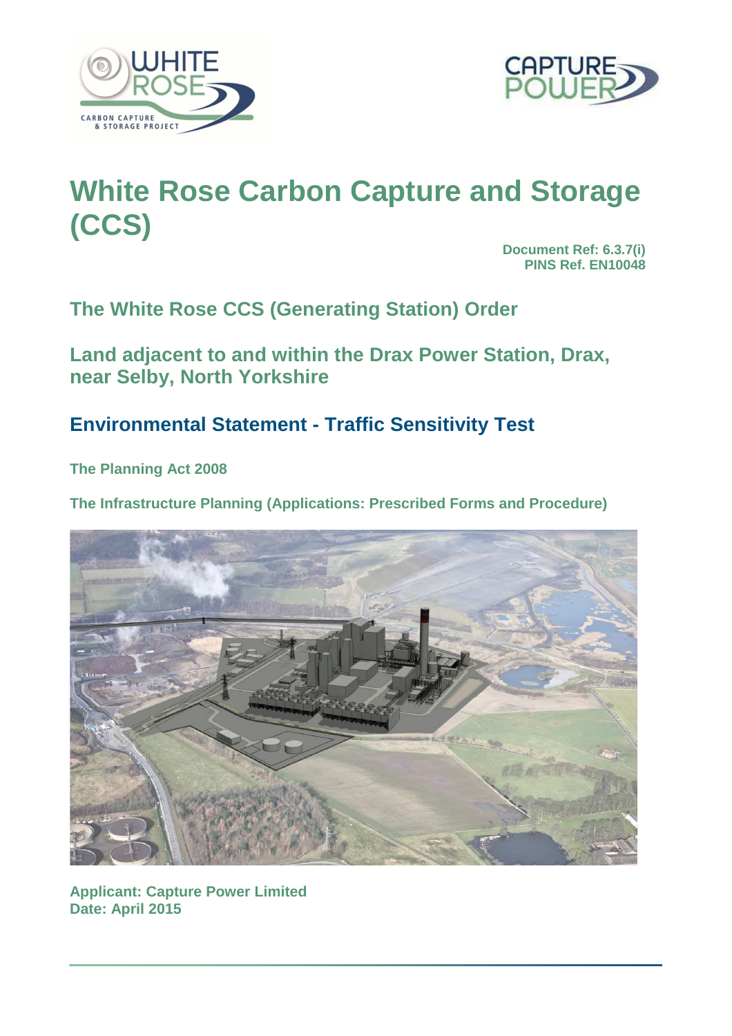# White Rose Carbon Capture and Storage (CCS)

**Document Ref: 6.3.7(i)**
**PINS Ref. EN10048**

## The White Rose CCS (Generating Station) Order

## Land adjacent to and within the Drax Power Station, Drax, near Selby, North Yorkshire

## Environmental Statement - Traffic Sensitivity Test

**The Planning Act 2008**

**The Infrastructure Planning (Applications: Prescribed Forms and Procedure)**

**Applicant: Capture Power Limited**
**Date: April 2015**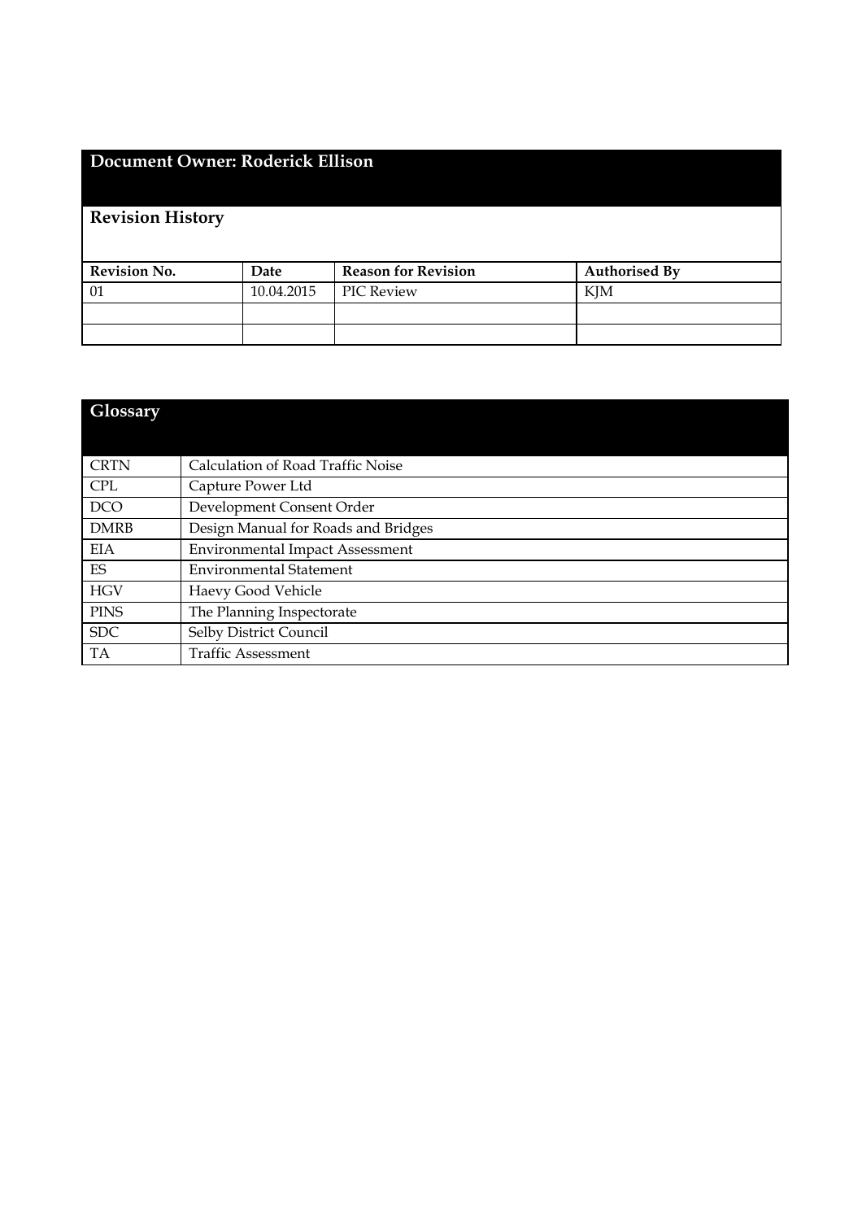## Document Owner: Roderick Ellison

### Revision History

| Revision No. | Date | Reason for Revision | Authorised By |
|---|---|---|---|
| 01 | 10.04.2015 | PIC Review | KJM |
| | | | |
| | | | |

## Glossary

| | |
|---|---|
| CRTN | Calculation of Road Traffic Noise |
| CPL | Capture Power Ltd |
| DCO | Development Consent Order |
| DMRB | Design Manual for Roads and Bridges |
| EIA | Environmental Impact Assessment |
| ES | Environmental Statement |
| HGV | Haevy Good Vehicle |
| PINS | The Planning Inspectorate |
| SDC | Selby District Council |
| TA | Traffic Assessment |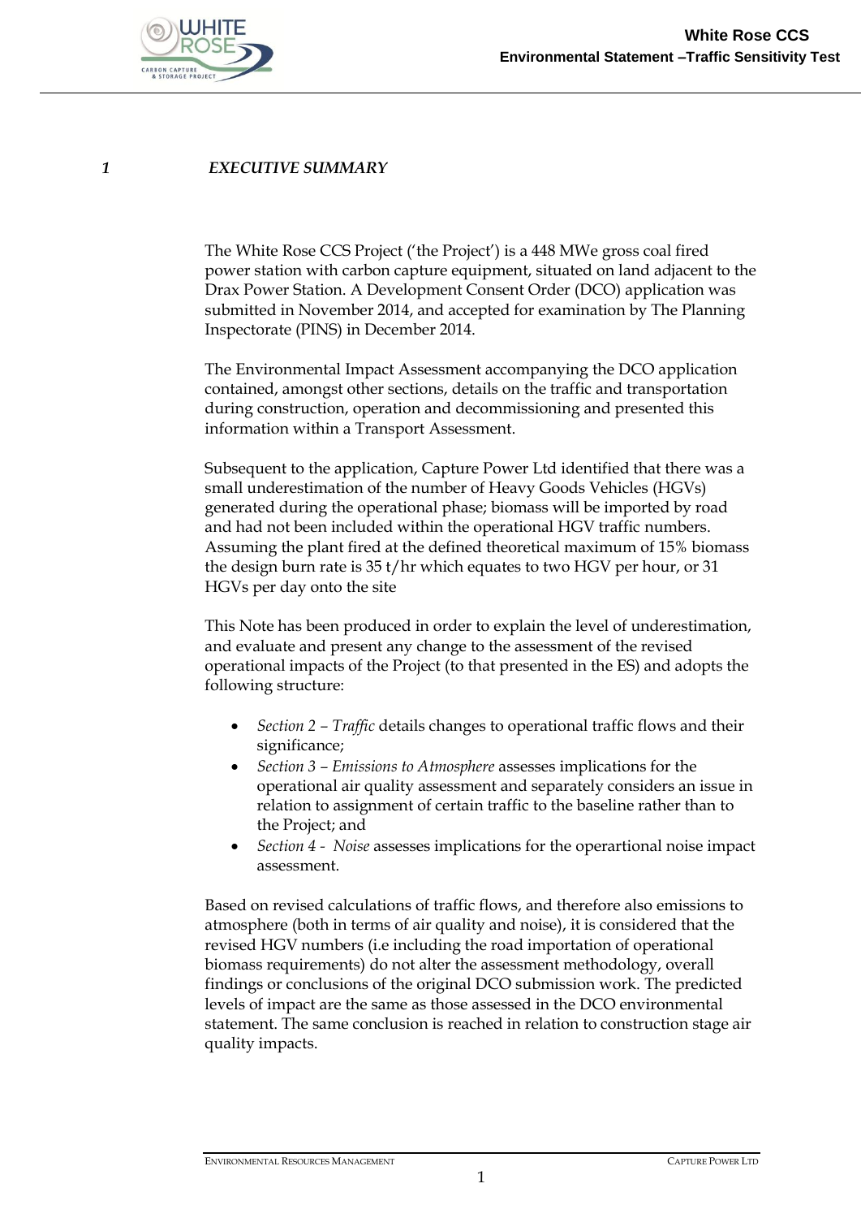# 1 EXECUTIVE SUMMARY

The White Rose CCS Project ('the Project') is a 448 MWe gross coal fired power station with carbon capture equipment, situated on land adjacent to the Drax Power Station. A Development Consent Order (DCO) application was submitted in November 2014, and accepted for examination by The Planning Inspectorate (PINS) in December 2014.

The Environmental Impact Assessment accompanying the DCO application contained, amongst other sections, details on the traffic and transportation during construction, operation and decommissioning and presented this information within a Transport Assessment.

Subsequent to the application, Capture Power Ltd identified that there was a small underestimation of the number of Heavy Goods Vehicles (HGVs) generated during the operational phase; biomass will be imported by road and had not been included within the operational HGV traffic numbers. Assuming the plant fired at the defined theoretical maximum of 15% biomass the design burn rate is 35 t/hr which equates to two HGV per hour, or 31 HGVs per day onto the site

This Note has been produced in order to explain the level of underestimation, and evaluate and present any change to the assessment of the revised operational impacts of the Project (to that presented in the ES) and adopts the following structure:

- *Section 2 – Traffic* details changes to operational traffic flows and their significance;
- *Section 3 – Emissions to Atmosphere* assesses implications for the operational air quality assessment and separately considers an issue in relation to assignment of certain traffic to the baseline rather than to the Project; and
- *Section 4 - Noise* assesses implications for the operartional noise impact assessment.

Based on revised calculations of traffic flows, and therefore also emissions to atmosphere (both in terms of air quality and noise), it is considered that the revised HGV numbers (i.e including the road importation of operational biomass requirements) do not alter the assessment methodology, overall findings or conclusions of the original DCO submission work. The predicted levels of impact are the same as those assessed in the DCO environmental statement. The same conclusion is reached in relation to construction stage air quality impacts.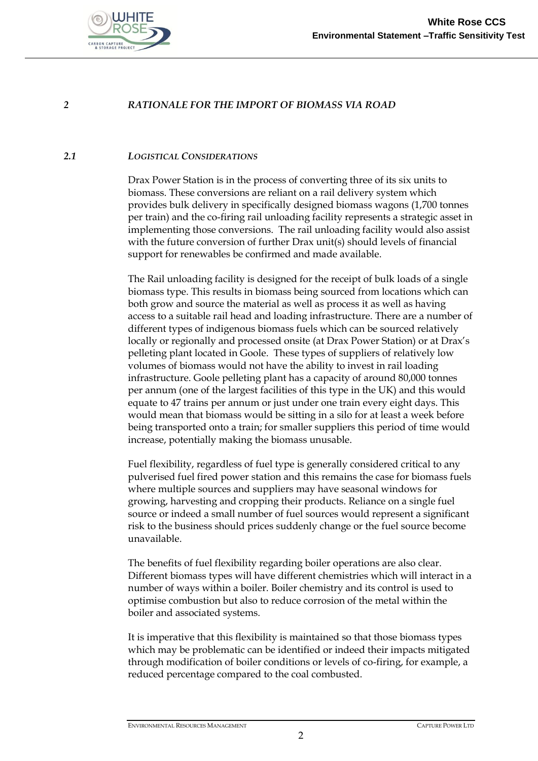## 2 *RATIONALE FOR THE IMPORT OF BIOMASS VIA ROAD*

### 2.1 *LOGISTICAL CONSIDERATIONS*

Drax Power Station is in the process of converting three of its six units to biomass. These conversions are reliant on a rail delivery system which provides bulk delivery in specifically designed biomass wagons (1,700 tonnes per train) and the co-firing rail unloading facility represents a strategic asset in implementing those conversions. The rail unloading facility would also assist with the future conversion of further Drax unit(s) should levels of financial support for renewables be confirmed and made available.

The Rail unloading facility is designed for the receipt of bulk loads of a single biomass type. This results in biomass being sourced from locations which can both grow and source the material as well as process it as well as having access to a suitable rail head and loading infrastructure. There are a number of different types of indigenous biomass fuels which can be sourced relatively locally or regionally and processed onsite (at Drax Power Station) or at Drax's pelleting plant located in Goole. These types of suppliers of relatively low volumes of biomass would not have the ability to invest in rail loading infrastructure. Goole pelleting plant has a capacity of around 80,000 tonnes per annum (one of the largest facilities of this type in the UK) and this would equate to 47 trains per annum or just under one train every eight days. This would mean that biomass would be sitting in a silo for at least a week before being transported onto a train; for smaller suppliers this period of time would increase, potentially making the biomass unusable.

Fuel flexibility, regardless of fuel type is generally considered critical to any pulverised fuel fired power station and this remains the case for biomass fuels where multiple sources and suppliers may have seasonal windows for growing, harvesting and cropping their products. Reliance on a single fuel source or indeed a small number of fuel sources would represent a significant risk to the business should prices suddenly change or the fuel source become unavailable.

The benefits of fuel flexibility regarding boiler operations are also clear. Different biomass types will have different chemistries which will interact in a number of ways within a boiler. Boiler chemistry and its control is used to optimise combustion but also to reduce corrosion of the metal within the boiler and associated systems.

It is imperative that this flexibility is maintained so that those biomass types which may be problematic can be identified or indeed their impacts mitigated through modification of boiler conditions or levels of co-firing, for example, a reduced percentage compared to the coal combusted.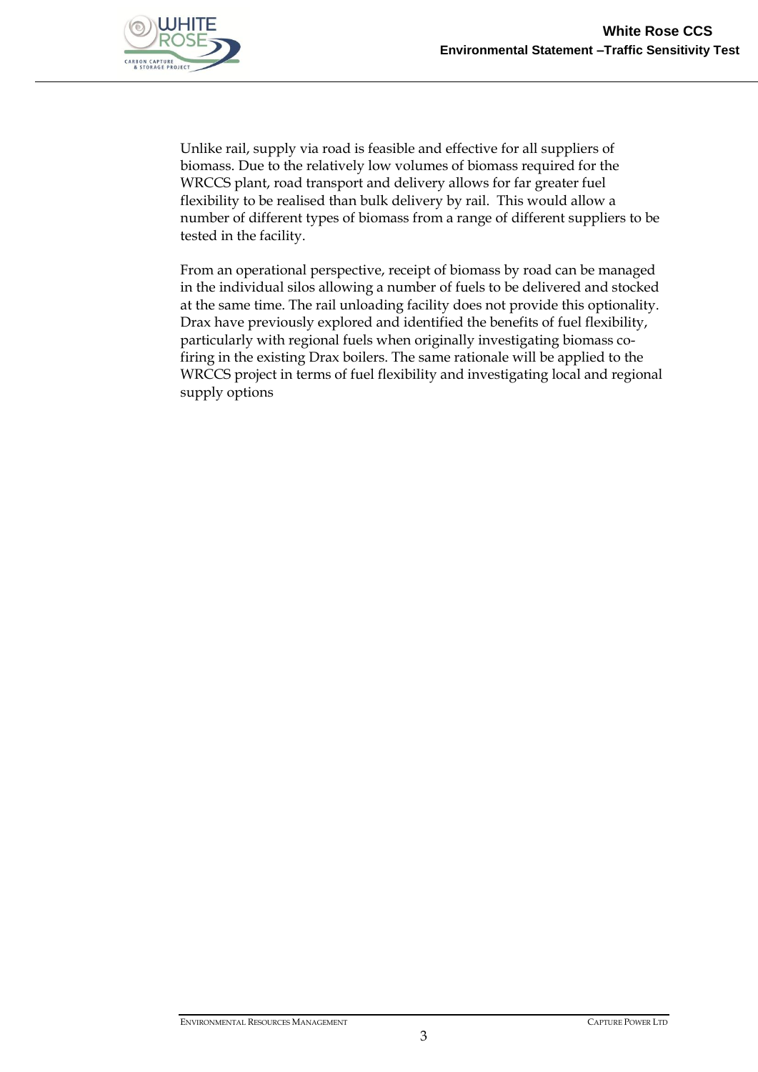Unlike rail, supply via road is feasible and effective for all suppliers of biomass. Due to the relatively low volumes of biomass required for the WRCCS plant, road transport and delivery allows for far greater fuel flexibility to be realised than bulk delivery by rail. This would allow a number of different types of biomass from a range of different suppliers to be tested in the facility.

From an operational perspective, receipt of biomass by road can be managed in the individual silos allowing a number of fuels to be delivered and stocked at the same time. The rail unloading facility does not provide this optionality. Drax have previously explored and identified the benefits of fuel flexibility, particularly with regional fuels when originally investigating biomass co-firing in the existing Drax boilers. The same rationale will be applied to the WRCCS project in terms of fuel flexibility and investigating local and regional supply options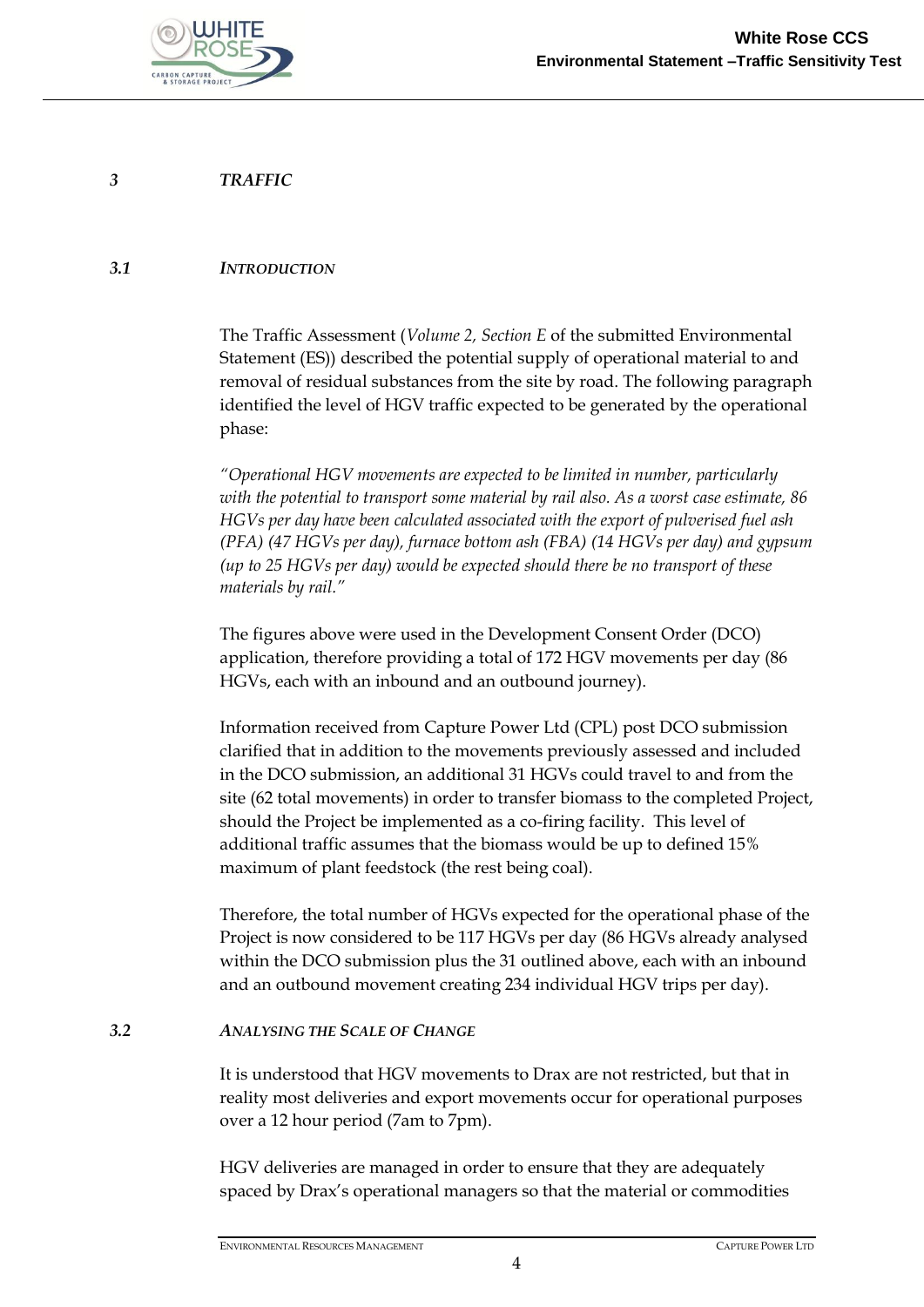# *3 TRAFFIC*

## *3.1 INTRODUCTION*

The Traffic Assessment (*Volume 2, Section E* of the submitted Environmental Statement (ES)) described the potential supply of operational material to and removal of residual substances from the site by road. The following paragraph identified the level of HGV traffic expected to be generated by the operational phase:

*"Operational HGV movements are expected to be limited in number, particularly with the potential to transport some material by rail also. As a worst case estimate, 86 HGVs per day have been calculated associated with the export of pulverised fuel ash (PFA) (47 HGVs per day), furnace bottom ash (FBA) (14 HGVs per day) and gypsum (up to 25 HGVs per day) would be expected should there be no transport of these materials by rail."*

The figures above were used in the Development Consent Order (DCO) application, therefore providing a total of 172 HGV movements per day (86 HGVs, each with an inbound and an outbound journey).

Information received from Capture Power Ltd (CPL) post DCO submission clarified that in addition to the movements previously assessed and included in the DCO submission, an additional 31 HGVs could travel to and from the site (62 total movements) in order to transfer biomass to the completed Project, should the Project be implemented as a co-firing facility. This level of additional traffic assumes that the biomass would be up to defined 15% maximum of plant feedstock (the rest being coal).

Therefore, the total number of HGVs expected for the operational phase of the Project is now considered to be 117 HGVs per day (86 HGVs already analysed within the DCO submission plus the 31 outlined above, each with an inbound and an outbound movement creating 234 individual HGV trips per day).

## *3.2 ANALYSING THE SCALE OF CHANGE*

It is understood that HGV movements to Drax are not restricted, but that in reality most deliveries and export movements occur for operational purposes over a 12 hour period (7am to 7pm).

HGV deliveries are managed in order to ensure that they are adequately spaced by Drax's operational managers so that the material or commodities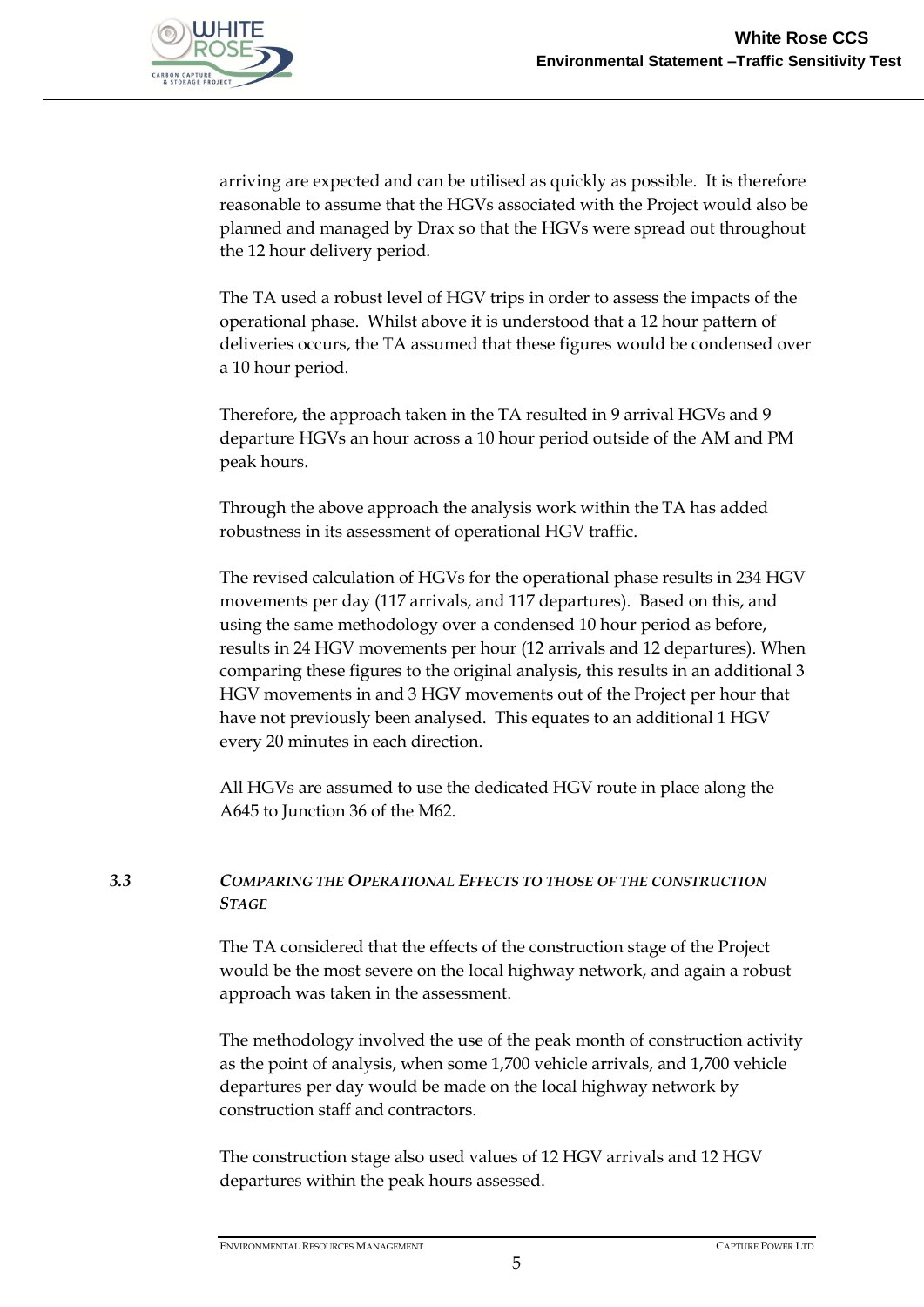arriving are expected and can be utilised as quickly as possible. It is therefore reasonable to assume that the HGVs associated with the Project would also be planned and managed by Drax so that the HGVs were spread out throughout the 12 hour delivery period.

The TA used a robust level of HGV trips in order to assess the impacts of the operational phase. Whilst above it is understood that a 12 hour pattern of deliveries occurs, the TA assumed that these figures would be condensed over a 10 hour period.

Therefore, the approach taken in the TA resulted in 9 arrival HGVs and 9 departure HGVs an hour across a 10 hour period outside of the AM and PM peak hours.

Through the above approach the analysis work within the TA has added robustness in its assessment of operational HGV traffic.

The revised calculation of HGVs for the operational phase results in 234 HGV movements per day (117 arrivals, and 117 departures). Based on this, and using the same methodology over a condensed 10 hour period as before, results in 24 HGV movements per hour (12 arrivals and 12 departures). When comparing these figures to the original analysis, this results in an additional 3 HGV movements in and 3 HGV movements out of the Project per hour that have not previously been analysed. This equates to an additional 1 HGV every 20 minutes in each direction.

All HGVs are assumed to use the dedicated HGV route in place along the A645 to Junction 36 of the M62.

### *3.3 COMPARING THE OPERATIONAL EFFECTS TO THOSE OF THE CONSTRUCTION STAGE*

The TA considered that the effects of the construction stage of the Project would be the most severe on the local highway network, and again a robust approach was taken in the assessment.

The methodology involved the use of the peak month of construction activity as the point of analysis, when some 1,700 vehicle arrivals, and 1,700 vehicle departures per day would be made on the local highway network by construction staff and contractors.

The construction stage also used values of 12 HGV arrivals and 12 HGV departures within the peak hours assessed.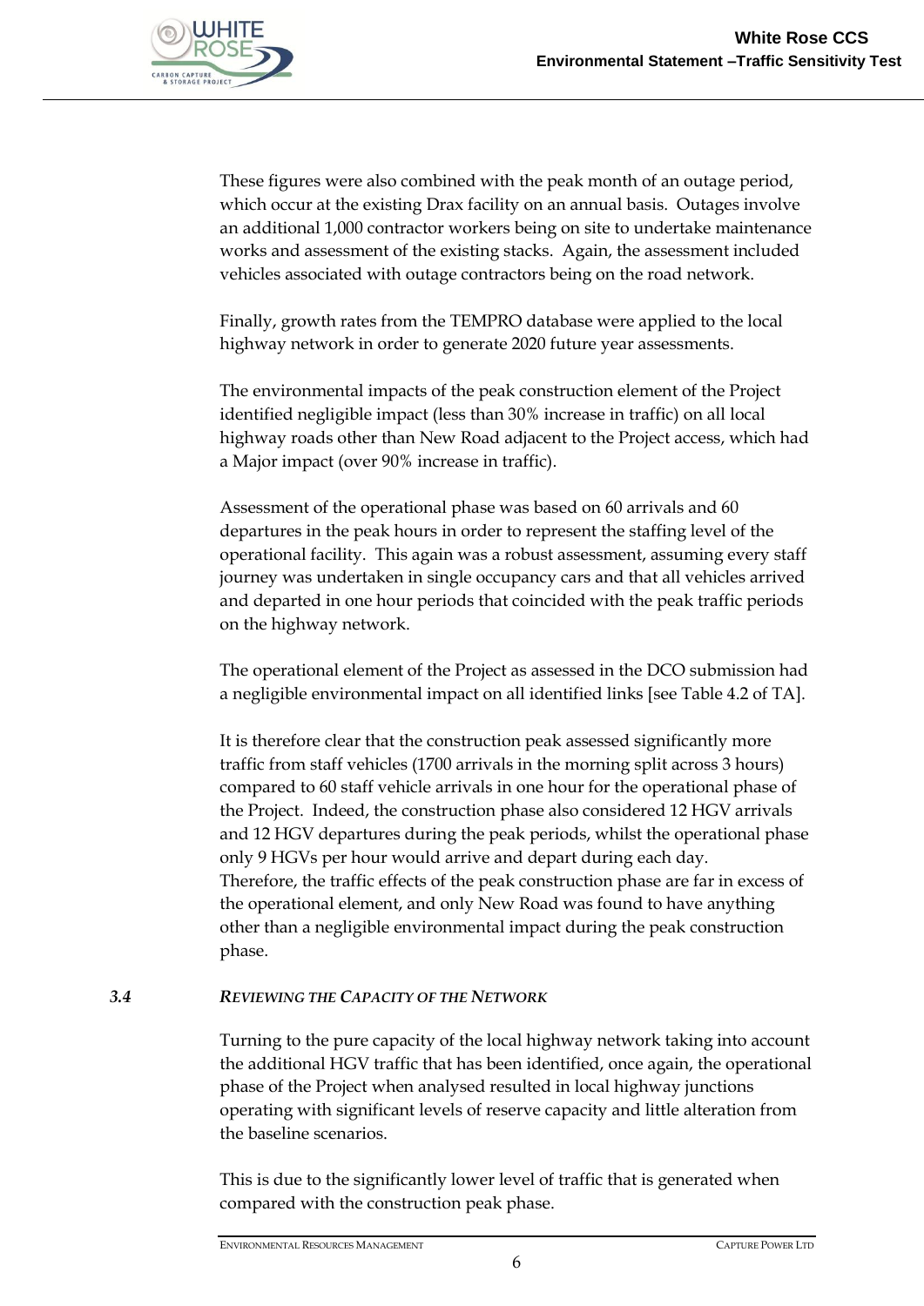These figures were also combined with the peak month of an outage period, which occur at the existing Drax facility on an annual basis. Outages involve an additional 1,000 contractor workers being on site to undertake maintenance works and assessment of the existing stacks. Again, the assessment included vehicles associated with outage contractors being on the road network.

Finally, growth rates from the TEMPRO database were applied to the local highway network in order to generate 2020 future year assessments.

The environmental impacts of the peak construction element of the Project identified negligible impact (less than 30% increase in traffic) on all local highway roads other than New Road adjacent to the Project access, which had a Major impact (over 90% increase in traffic).

Assessment of the operational phase was based on 60 arrivals and 60 departures in the peak hours in order to represent the staffing level of the operational facility. This again was a robust assessment, assuming every staff journey was undertaken in single occupancy cars and that all vehicles arrived and departed in one hour periods that coincided with the peak traffic periods on the highway network.

The operational element of the Project as assessed in the DCO submission had a negligible environmental impact on all identified links [see Table 4.2 of TA].

It is therefore clear that the construction peak assessed significantly more traffic from staff vehicles (1700 arrivals in the morning split across 3 hours) compared to 60 staff vehicle arrivals in one hour for the operational phase of the Project. Indeed, the construction phase also considered 12 HGV arrivals and 12 HGV departures during the peak periods, whilst the operational phase only 9 HGVs per hour would arrive and depart during each day. Therefore, the traffic effects of the peak construction phase are far in excess of the operational element, and only New Road was found to have anything other than a negligible environmental impact during the peak construction phase.

## 3.4 *REVIEWING THE CAPACITY OF THE NETWORK*

Turning to the pure capacity of the local highway network taking into account the additional HGV traffic that has been identified, once again, the operational phase of the Project when analysed resulted in local highway junctions operating with significant levels of reserve capacity and little alteration from the baseline scenarios.

This is due to the significantly lower level of traffic that is generated when compared with the construction peak phase.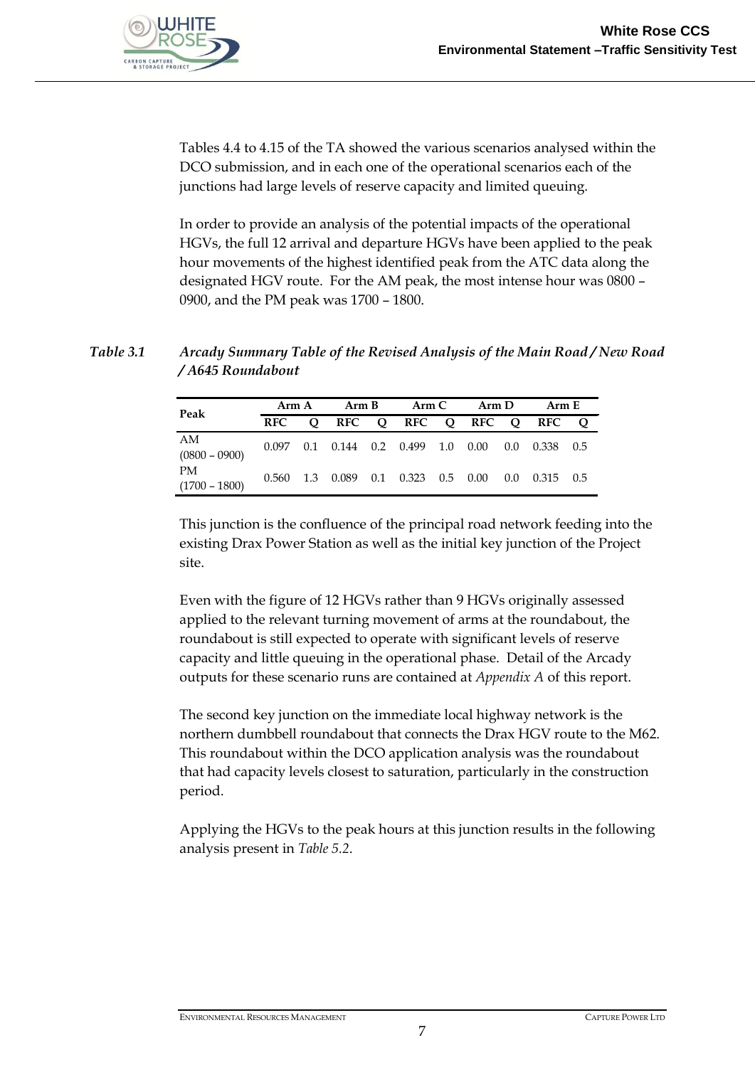Tables 4.4 to 4.15 of the TA showed the various scenarios analysed within the DCO submission, and in each one of the operational scenarios each of the junctions had large levels of reserve capacity and limited queuing.

In order to provide an analysis of the potential impacts of the operational HGVs, the full 12 arrival and departure HGVs have been applied to the peak hour movements of the highest identified peak from the ATC data along the designated HGV route. For the AM peak, the most intense hour was 0800 – 0900, and the PM peak was 1700 – 1800.

*Table 3.1 Arcady Summary Table of the Revised Analysis of the Main Road / New Road / A645 Roundabout*

| Peak | Arm A | | Arm B | | Arm C | | Arm D | | Arm E | |
|---|---|---|---|---|---|---|---|---|---|---|
| | RFC | Q | RFC | Q | RFC | Q | RFC | Q | RFC | Q |
| AM (0800 – 0900) | 0.097 | 0.1 | 0.144 | 0.2 | 0.499 | 1.0 | 0.00 | 0.0 | 0.338 | 0.5 |
| PM (1700 – 1800) | 0.560 | 1.3 | 0.089 | 0.1 | 0.323 | 0.5 | 0.00 | 0.0 | 0.315 | 0.5 |

This junction is the confluence of the principal road network feeding into the existing Drax Power Station as well as the initial key junction of the Project site.

Even with the figure of 12 HGVs rather than 9 HGVs originally assessed applied to the relevant turning movement of arms at the roundabout, the roundabout is still expected to operate with significant levels of reserve capacity and little queuing in the operational phase. Detail of the Arcady outputs for these scenario runs are contained at *Appendix A* of this report.

The second key junction on the immediate local highway network is the northern dumbbell roundabout that connects the Drax HGV route to the M62. This roundabout within the DCO application analysis was the roundabout that had capacity levels closest to saturation, particularly in the construction period.

Applying the HGVs to the peak hours at this junction results in the following analysis present in *Table 5.2*.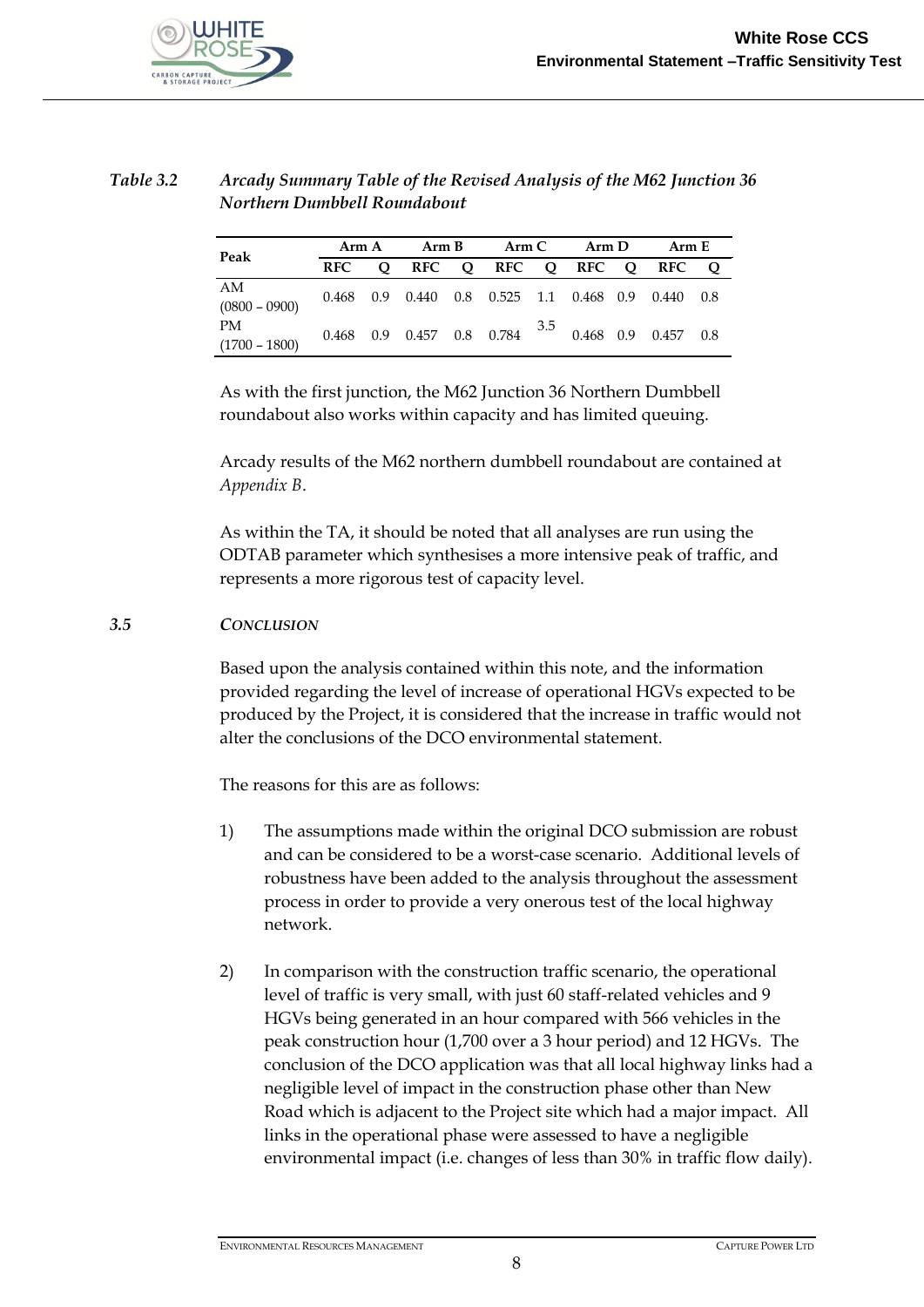*Table 3.2 Arcady Summary Table of the Revised Analysis of the M62 Junction 36 Northern Dumbbell Roundabout*

| Peak | Arm A | | Arm B | | Arm C | | Arm D | | Arm E | |
|---|---|---|---|---|---|---|---|---|---|---|
| | RFC | Q | RFC | Q | RFC | Q | RFC | Q | RFC | Q |
| AM (0800 – 0900) | 0.468 | 0.9 | 0.440 | 0.8 | 0.525 | 1.1 | 0.468 | 0.9 | 0.440 | 0.8 |
| PM (1700 – 1800) | 0.468 | 0.9 | 0.457 | 0.8 | 0.784 | 3.5 | 0.468 | 0.9 | 0.457 | 0.8 |

As with the first junction, the M62 Junction 36 Northern Dumbbell roundabout also works within capacity and has limited queuing.

Arcady results of the M62 northern dumbbell roundabout are contained at *Appendix B*.

As within the TA, it should be noted that all analyses are run using the ODTAB parameter which synthesises a more intensive peak of traffic, and represents a more rigorous test of capacity level.

### *3.5 CONCLUSION*

Based upon the analysis contained within this note, and the information provided regarding the level of increase of operational HGVs expected to be produced by the Project, it is considered that the increase in traffic would not alter the conclusions of the DCO environmental statement.

The reasons for this are as follows:

1) The assumptions made within the original DCO submission are robust and can be considered to be a worst-case scenario. Additional levels of robustness have been added to the analysis throughout the assessment process in order to provide a very onerous test of the local highway network.

2) In comparison with the construction traffic scenario, the operational level of traffic is very small, with just 60 staff-related vehicles and 9 HGVs being generated in an hour compared with 566 vehicles in the peak construction hour (1,700 over a 3 hour period) and 12 HGVs. The conclusion of the DCO application was that all local highway links had a negligible level of impact in the construction phase other than New Road which is adjacent to the Project site which had a major impact. All links in the operational phase were assessed to have a negligible environmental impact (i.e. changes of less than 30% in traffic flow daily).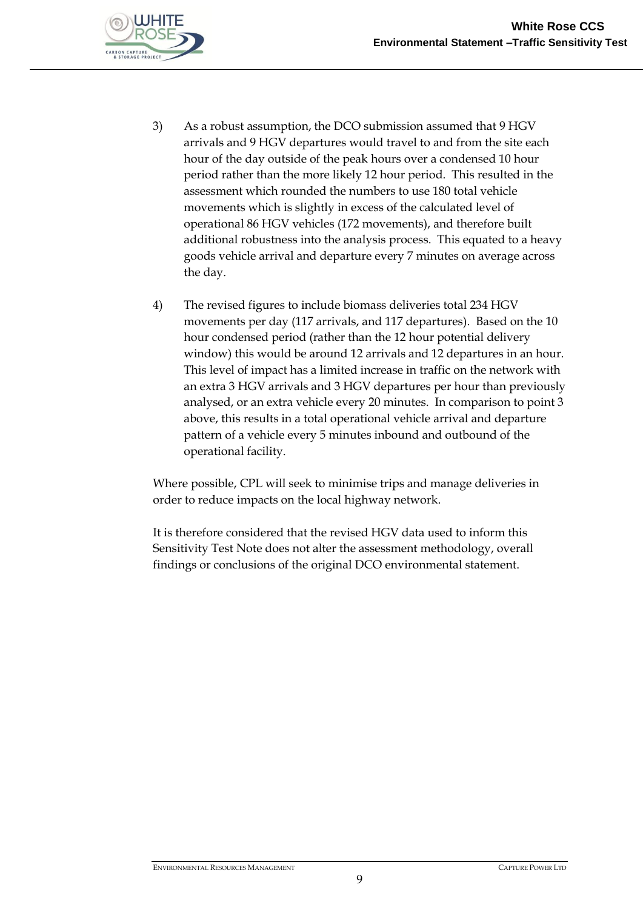3) As a robust assumption, the DCO submission assumed that 9 HGV arrivals and 9 HGV departures would travel to and from the site each hour of the day outside of the peak hours over a condensed 10 hour period rather than the more likely 12 hour period. This resulted in the assessment which rounded the numbers to use 180 total vehicle movements which is slightly in excess of the calculated level of operational 86 HGV vehicles (172 movements), and therefore built additional robustness into the analysis process. This equated to a heavy goods vehicle arrival and departure every 7 minutes on average across the day.

4) The revised figures to include biomass deliveries total 234 HGV movements per day (117 arrivals, and 117 departures). Based on the 10 hour condensed period (rather than the 12 hour potential delivery window) this would be around 12 arrivals and 12 departures in an hour. This level of impact has a limited increase in traffic on the network with an extra 3 HGV arrivals and 3 HGV departures per hour than previously analysed, or an extra vehicle every 20 minutes. In comparison to point 3 above, this results in a total operational vehicle arrival and departure pattern of a vehicle every 5 minutes inbound and outbound of the operational facility.

Where possible, CPL will seek to minimise trips and manage deliveries in order to reduce impacts on the local highway network.

It is therefore considered that the revised HGV data used to inform this Sensitivity Test Note does not alter the assessment methodology, overall findings or conclusions of the original DCO environmental statement.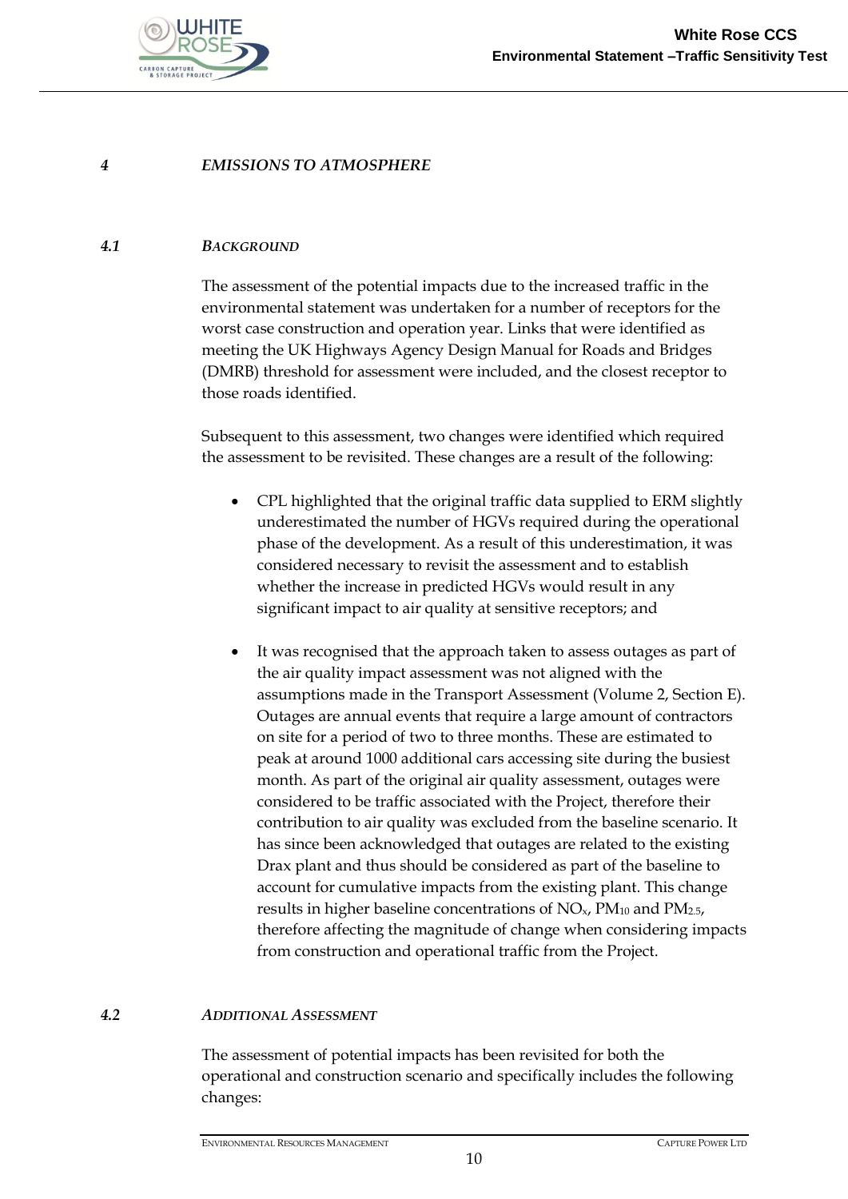# *4 EMISSIONS TO ATMOSPHERE*

## *4.1 BACKGROUND*

The assessment of the potential impacts due to the increased traffic in the environmental statement was undertaken for a number of receptors for the worst case construction and operation year. Links that were identified as meeting the UK Highways Agency Design Manual for Roads and Bridges (DMRB) threshold for assessment were included, and the closest receptor to those roads identified.

Subsequent to this assessment, two changes were identified which required the assessment to be revisited. These changes are a result of the following:

- CPL highlighted that the original traffic data supplied to ERM slightly underestimated the number of HGVs required during the operational phase of the development. As a result of this underestimation, it was considered necessary to revisit the assessment and to establish whether the increase in predicted HGVs would result in any significant impact to air quality at sensitive receptors; and

- It was recognised that the approach taken to assess outages as part of the air quality impact assessment was not aligned with the assumptions made in the Transport Assessment (Volume 2, Section E). Outages are annual events that require a large amount of contractors on site for a period of two to three months. These are estimated to peak at around 1000 additional cars accessing site during the busiest month. As part of the original air quality assessment, outages were considered to be traffic associated with the Project, therefore their contribution to air quality was excluded from the baseline scenario. It has since been acknowledged that outages are related to the existing Drax plant and thus should be considered as part of the baseline to account for cumulative impacts from the existing plant. This change results in higher baseline concentrations of $NO_x$, $PM_{10}$ and $PM_{2.5}$, therefore affecting the magnitude of change when considering impacts from construction and operational traffic from the Project.

## *4.2 ADDITIONAL ASSESSMENT*

The assessment of potential impacts has been revisited for both the operational and construction scenario and specifically includes the following changes: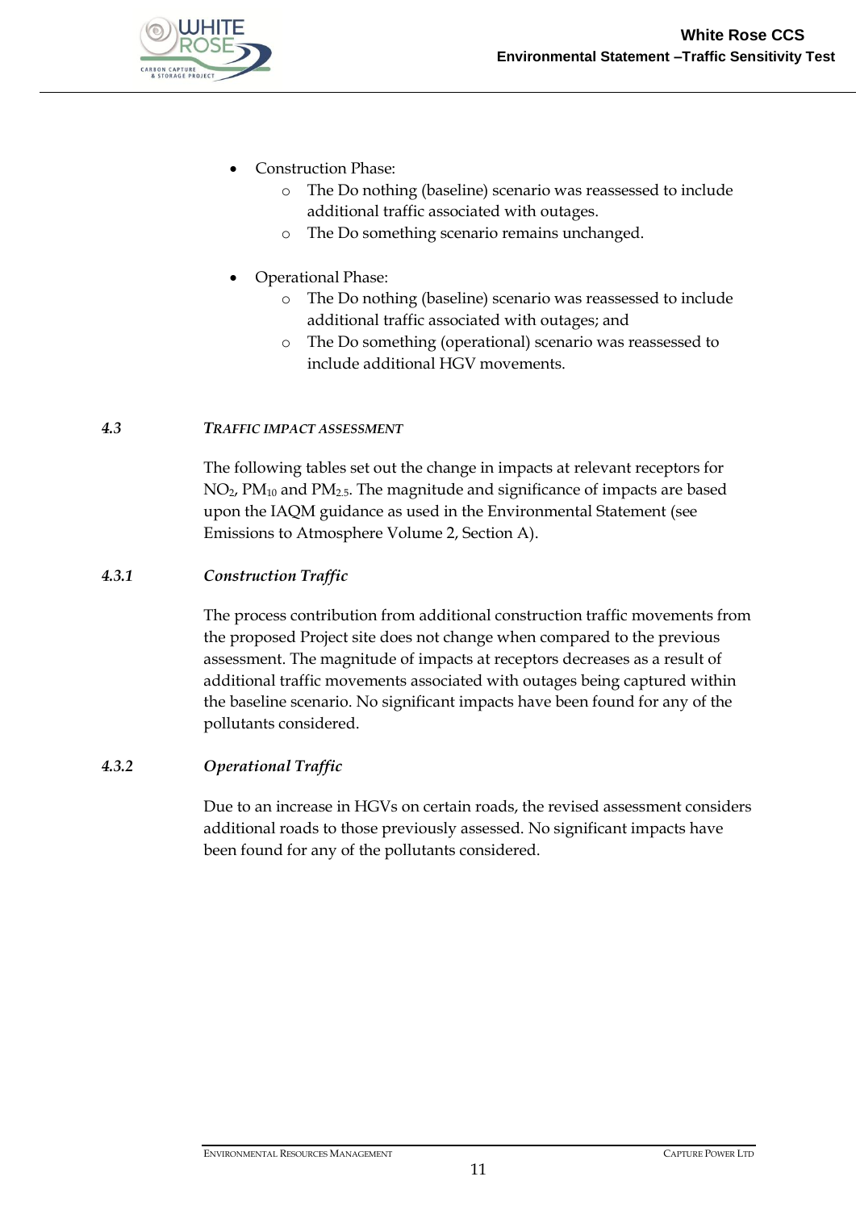- Construction Phase:
    - The Do nothing (baseline) scenario was reassessed to include additional traffic associated with outages.
    - The Do something scenario remains unchanged.

- Operational Phase:
    - The Do nothing (baseline) scenario was reassessed to include additional traffic associated with outages; and
    - The Do something (operational) scenario was reassessed to include additional HGV movements.

### 4.3 *TRAFFIC IMPACT ASSESSMENT*

The following tables set out the change in impacts at relevant receptors for $NO_2$, $PM_{10}$ and $PM_{2.5}$. The magnitude and significance of impacts are based upon the IAQM guidance as used in the Environmental Statement (see Emissions to Atmosphere Volume 2, Section A).

#### 4.3.1 *Construction Traffic*

The process contribution from additional construction traffic movements from the proposed Project site does not change when compared to the previous assessment. The magnitude of impacts at receptors decreases as a result of additional traffic movements associated with outages being captured within the baseline scenario. No significant impacts have been found for any of the pollutants considered.

#### 4.3.2 *Operational Traffic*

Due to an increase in HGVs on certain roads, the revised assessment considers additional roads to those previously assessed. No significant impacts have been found for any of the pollutants considered.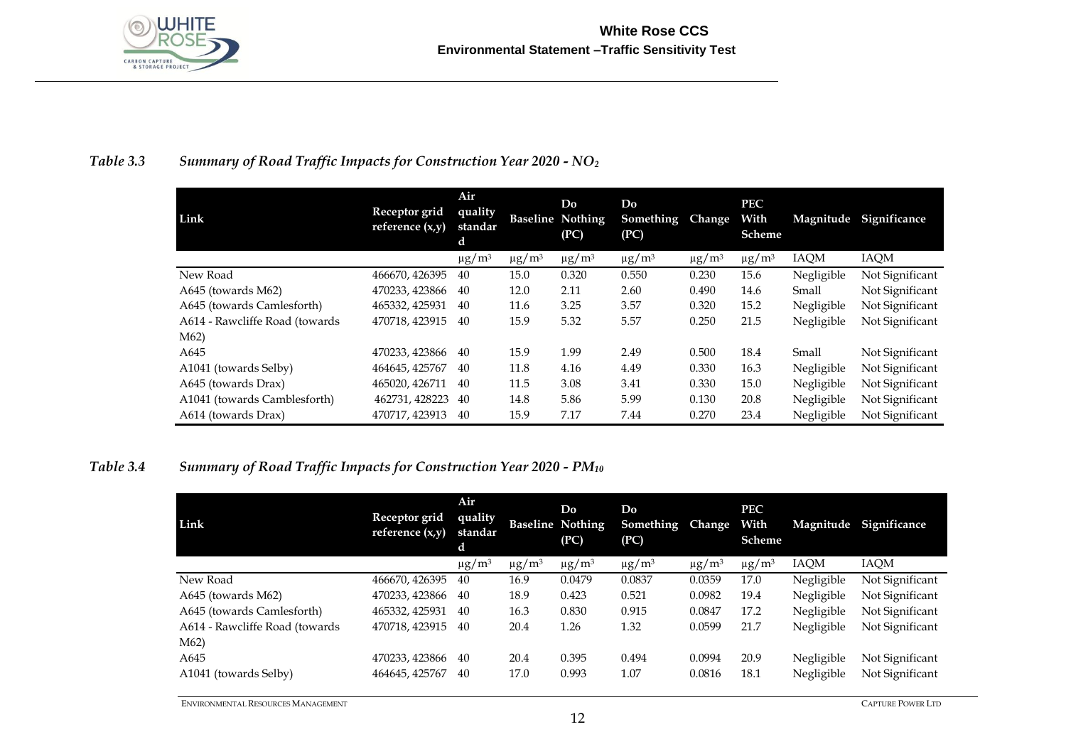*Table 3.3 Summary of Road Traffic Impacts for Construction Year 2020 - $NO_2$*

| Link | Receptor grid reference (x,y) | Air quality standard | Baseline | Do Nothing (PC) | Do Something (PC) | Change | PEC With Scheme | Magnitude | Significance |
|---|---|---|---|---|---|---|---|---|---|
| | | $\mu g/m^3$ | $\mu g/m^3$ | $\mu g/m^3$ | $\mu g/m^3$ | $\mu g/m^3$ | $\mu g/m^3$ | IAQM | IAQM |
| New Road | 466670, 426395 | 40 | 15.0 | 0.320 | 0.550 | 0.230 | 15.6 | Negligible | Not Significant |
| A645 (towards M62) | 470233, 423866 | 40 | 12.0 | 2.11 | 2.60 | 0.490 | 14.6 | Small | Not Significant |
| A645 (towards Camlesforth) | 465332, 425931 | 40 | 11.6 | 3.25 | 3.57 | 0.320 | 15.2 | Negligible | Not Significant |
| A614 - Rawcliffe Road (towards M62) | 470718, 423915 | 40 | 15.9 | 5.32 | 5.57 | 0.250 | 21.5 | Negligible | Not Significant |
| A645 | 470233, 423866 | 40 | 15.9 | 1.99 | 2.49 | 0.500 | 18.4 | Small | Not Significant |
| A1041 (towards Selby) | 464645, 425767 | 40 | 11.8 | 4.16 | 4.49 | 0.330 | 16.3 | Negligible | Not Significant |
| A645 (towards Drax) | 465020, 426711 | 40 | 11.5 | 3.08 | 3.41 | 0.330 | 15.0 | Negligible | Not Significant |
| A1041 (towards Camblesforth) | 462731, 428223 | 40 | 14.8 | 5.86 | 5.99 | 0.130 | 20.8 | Negligible | Not Significant |
| A614 (towards Drax) | 470717, 423913 | 40 | 15.9 | 7.17 | 7.44 | 0.270 | 23.4 | Negligible | Not Significant |

*Table 3.4 Summary of Road Traffic Impacts for Construction Year 2020 - $PM_{10}$*

| Link | Receptor grid reference (x,y) | Air quality standard | Baseline | Do Nothing (PC) | Do Something (PC) | Change | PEC With Scheme | Magnitude | Significance |
|---|---|---|---|---|---|---|---|---|---|
| | | $\mu g/m^3$ | $\mu g/m^3$ | $\mu g/m^3$ | $\mu g/m^3$ | $\mu g/m^3$ | $\mu g/m^3$ | IAQM | IAQM |
| New Road | 466670, 426395 | 40 | 16.9 | 0.0479 | 0.0837 | 0.0359 | 17.0 | Negligible | Not Significant |
| A645 (towards M62) | 470233, 423866 | 40 | 18.9 | 0.423 | 0.521 | 0.0982 | 19.4 | Negligible | Not Significant |
| A645 (towards Camlesforth) | 465332, 425931 | 40 | 16.3 | 0.830 | 0.915 | 0.0847 | 17.2 | Negligible | Not Significant |
| A614 - Rawcliffe Road (towards M62) | 470718, 423915 | 40 | 20.4 | 1.26 | 1.32 | 0.0599 | 21.7 | Negligible | Not Significant |
| A645 | 470233, 423866 | 40 | 20.4 | 0.395 | 0.494 | 0.0994 | 20.9 | Negligible | Not Significant |
| A1041 (towards Selby) | 464645, 425767 | 40 | 17.0 | 0.993 | 1.07 | 0.0816 | 18.1 | Negligible | Not Significant |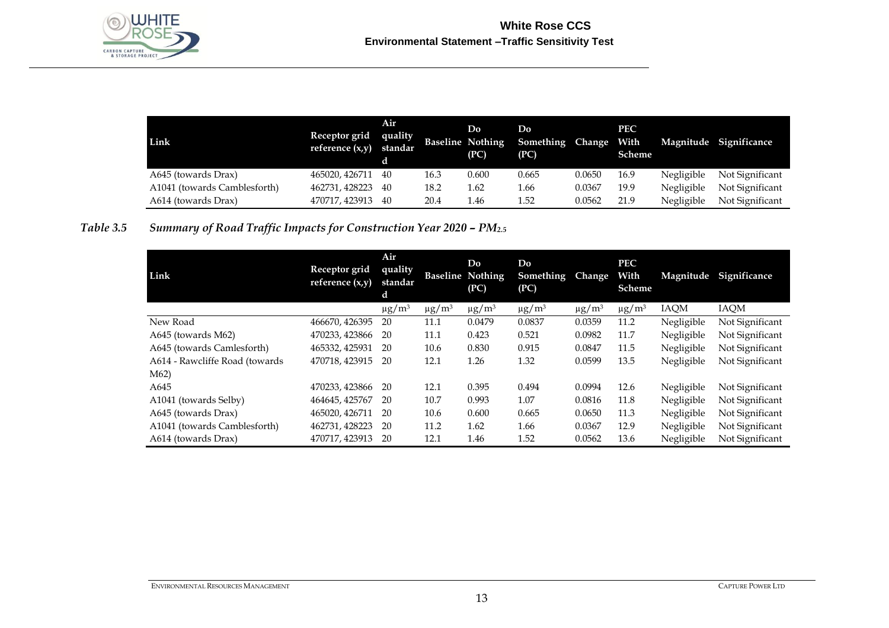| Link | Receptor grid reference (x,y) | Air quality standard | Baseline | Do Nothing (PC) | Do Something (PC) | Change | PEC With Scheme | Magnitude | Significance |
|---|---|---|---|---|---|---|---|---|---|
| A645 (towards Drax) | 465020, 426711 | 40 | 16.3 | 0.600 | 0.665 | 0.0650 | 16.9 | Negligible | Not Significant |
| A1041 (towards Camblesforth) | 462731, 428223 | 40 | 18.2 | 1.62 | 1.66 | 0.0367 | 19.9 | Negligible | Not Significant |
| A614 (towards Drax) | 470717, 423913 | 40 | 20.4 | 1.46 | 1.52 | 0.0562 | 21.9 | Negligible | Not Significant |

*Table 3.5 Summary of Road Traffic Impacts for Construction Year 2020 – $PM_{2.5}$*

| Link | Receptor grid reference (x,y) | Air quality standard | Baseline | Do Nothing (PC) | Do Something (PC) | Change | PEC With Scheme | Magnitude | Significance |
|---|---|---|---|---|---|---|---|---|---|
| | | µg/m$^3$ | µg/m$^3$ | µg/m$^3$ | µg/m$^3$ | µg/m$^3$ | µg/m$^3$ | IAQM | IAQM |
| New Road | 466670, 426395 | 20 | 11.1 | 0.0479 | 0.0837 | 0.0359 | 11.2 | Negligible | Not Significant |
| A645 (towards M62) | 470233, 423866 | 20 | 11.1 | 0.423 | 0.521 | 0.0982 | 11.7 | Negligible | Not Significant |
| A645 (towards Camlesforth) | 465332, 425931 | 20 | 10.6 | 0.830 | 0.915 | 0.0847 | 11.5 | Negligible | Not Significant |
| A614 - Rawcliffe Road (towards M62) | 470718, 423915 | 20 | 12.1 | 1.26 | 1.32 | 0.0599 | 13.5 | Negligible | Not Significant |
| A645 | 470233, 423866 | 20 | 12.1 | 0.395 | 0.494 | 0.0994 | 12.6 | Negligible | Not Significant |
| A1041 (towards Selby) | 464645, 425767 | 20 | 10.7 | 0.993 | 1.07 | 0.0816 | 11.8 | Negligible | Not Significant |
| A645 (towards Drax) | 465020, 426711 | 20 | 10.6 | 0.600 | 0.665 | 0.0650 | 11.3 | Negligible | Not Significant |
| A1041 (towards Camblesforth) | 462731, 428223 | 20 | 11.2 | 1.62 | 1.66 | 0.0367 | 12.9 | Negligible | Not Significant |
| A614 (towards Drax) | 470717, 423913 | 20 | 12.1 | 1.46 | 1.52 | 0.0562 | 13.6 | Negligible | Not Significant |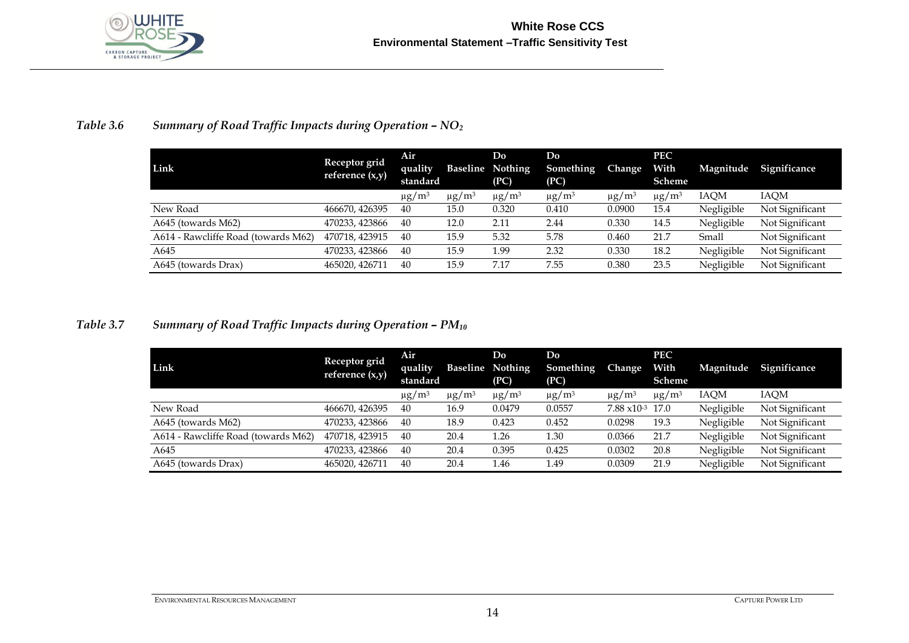*Table 3.6 Summary of Road Traffic Impacts during Operation – $NO_2$*

| Link | Receptor grid reference (x,y) | Air quality standard | Baseline | Do Nothing (PC) | Do Something (PC) | Change | PEC With Scheme | Magnitude | Significance |
|---|---|---|---|---|---|---|---|---|---|
| | | µg/m³ | µg/m³ | µg/m³ | µg/m³ | µg/m³ | µg/m³ | IAQM | IAQM |
| New Road | 466670, 426395 | 40 | 15.0 | 0.320 | 0.410 | 0.0900 | 15.4 | Negligible | Not Significant |
| A645 (towards M62) | 470233, 423866 | 40 | 12.0 | 2.11 | 2.44 | 0.330 | 14.5 | Negligible | Not Significant |
| A614 - Rawcliffe Road (towards M62) | 470718, 423915 | 40 | 15.9 | 5.32 | 5.78 | 0.460 | 21.7 | Small | Not Significant |
| A645 | 470233, 423866 | 40 | 15.9 | 1.99 | 2.32 | 0.330 | 18.2 | Negligible | Not Significant |
| A645 (towards Drax) | 465020, 426711 | 40 | 15.9 | 7.17 | 7.55 | 0.380 | 23.5 | Negligible | Not Significant |

*Table 3.7 Summary of Road Traffic Impacts during Operation – $PM_{10}$*

| Link | Receptor grid reference (x,y) | Air quality standard | Baseline | Do Nothing (PC) | Do Something (PC) | Change | PEC With Scheme | Magnitude | Significance |
|---|---|---|---|---|---|---|---|---|---|
| | | µg/m³ | µg/m³ | µg/m³ | µg/m³ | µg/m³ | µg/m³ | IAQM | IAQM |
| New Road | 466670, 426395 | 40 | 16.9 | 0.0479 | 0.0557 | $7.88 \times 10^{-3}$ | 17.0 | Negligible | Not Significant |
| A645 (towards M62) | 470233, 423866 | 40 | 18.9 | 0.423 | 0.452 | 0.0298 | 19.3 | Negligible | Not Significant |
| A614 - Rawcliffe Road (towards M62) | 470718, 423915 | 40 | 20.4 | 1.26 | 1.30 | 0.0366 | 21.7 | Negligible | Not Significant |
| A645 | 470233, 423866 | 40 | 20.4 | 0.395 | 0.425 | 0.0302 | 20.8 | Negligible | Not Significant |
| A645 (towards Drax) | 465020, 426711 | 40 | 20.4 | 1.46 | 1.49 | 0.0309 | 21.9 | Negligible | Not Significant |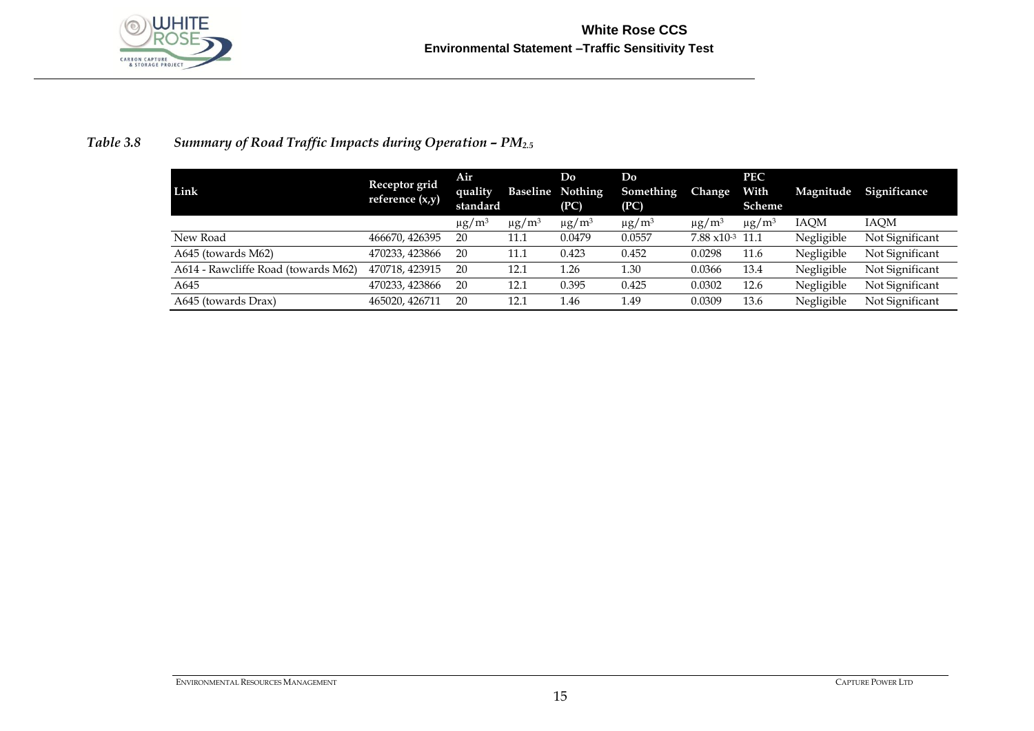*Table 3.8 Summary of Road Traffic Impacts during Operation – $PM_{2.5}$*

| Link | Receptor grid reference (x,y) | Air quality standard | Baseline | Do Nothing (PC) | Do Something (PC) | Change | PEC With Scheme | Magnitude | Significance |
|---|---|---|---|---|---|---|---|---|---|
| | | μg/m³ | μg/m³ | μg/m³ | μg/m³ | μg/m³ | μg/m³ | IAQM | IAQM |
| New Road | 466670, 426395 | 20 | 11.1 | 0.0479 | 0.0557 | $7.88 \times 10^{-3}$ | 11.1 | Negligible | Not Significant |
| A645 (towards M62) | 470233, 423866 | 20 | 11.1 | 0.423 | 0.452 | 0.0298 | 11.6 | Negligible | Not Significant |
| A614 - Rawcliffe Road (towards M62) | 470718, 423915 | 20 | 12.1 | 1.26 | 1.30 | 0.0366 | 13.4 | Negligible | Not Significant |
| A645 | 470233, 423866 | 20 | 12.1 | 0.395 | 0.425 | 0.0302 | 12.6 | Negligible | Not Significant |
| A645 (towards Drax) | 465020, 426711 | 20 | 12.1 | 1.46 | 1.49 | 0.0309 | 13.6 | Negligible | Not Significant |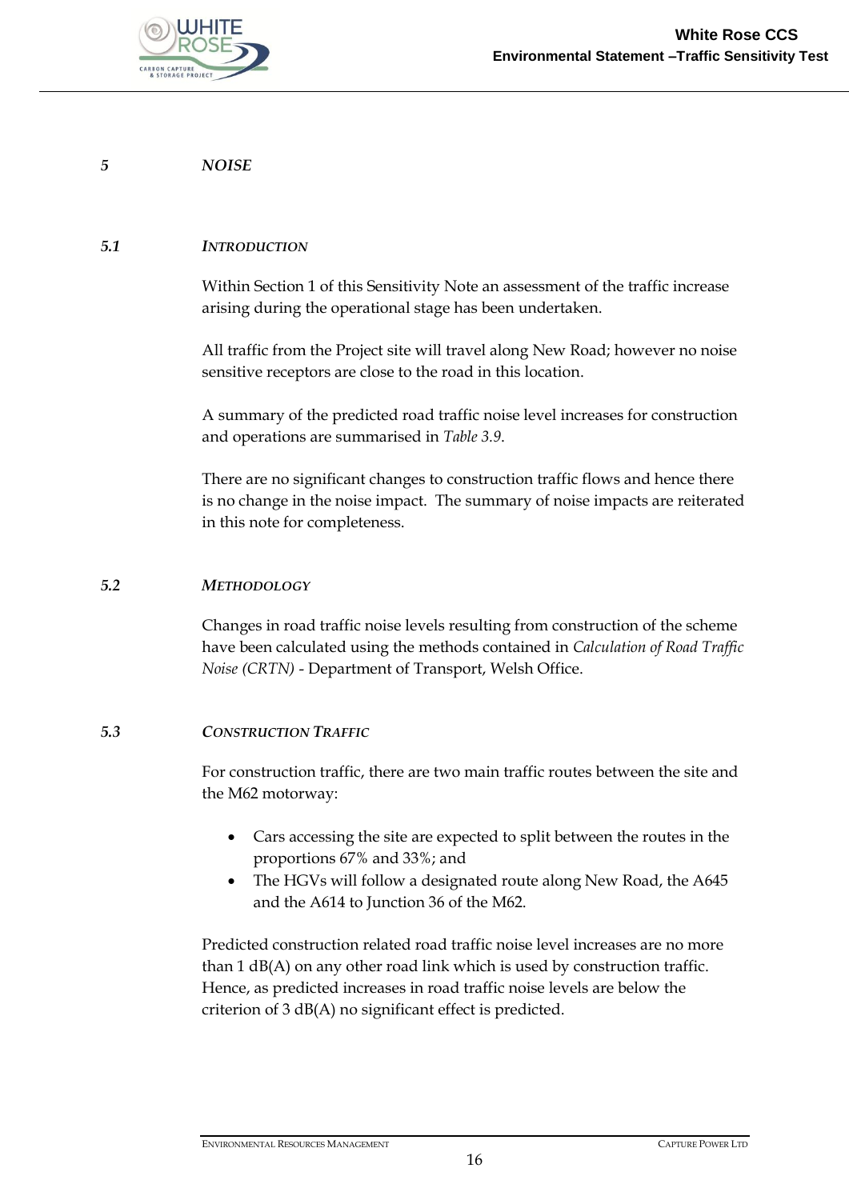# *5 NOISE*

## *5.1 INTRODUCTION*

Within Section 1 of this Sensitivity Note an assessment of the traffic increase arising during the operational stage has been undertaken.

All traffic from the Project site will travel along New Road; however no noise sensitive receptors are close to the road in this location.

A summary of the predicted road traffic noise level increases for construction and operations are summarised in *Table 3.9*.

There are no significant changes to construction traffic flows and hence there is no change in the noise impact. The summary of noise impacts are reiterated in this note for completeness.

## *5.2 METHODOLOGY*

Changes in road traffic noise levels resulting from construction of the scheme have been calculated using the methods contained in *Calculation of Road Traffic Noise (CRTN)* - Department of Transport, Welsh Office.

## *5.3 CONSTRUCTION TRAFFIC*

For construction traffic, there are two main traffic routes between the site and the M62 motorway:

- Cars accessing the site are expected to split between the routes in the proportions 67% and 33%; and
- The HGVs will follow a designated route along New Road, the A645 and the A614 to Junction 36 of the M62.

Predicted construction related road traffic noise level increases are no more than 1 dB(A) on any other road link which is used by construction traffic. Hence, as predicted increases in road traffic noise levels are below the criterion of 3 dB(A) no significant effect is predicted.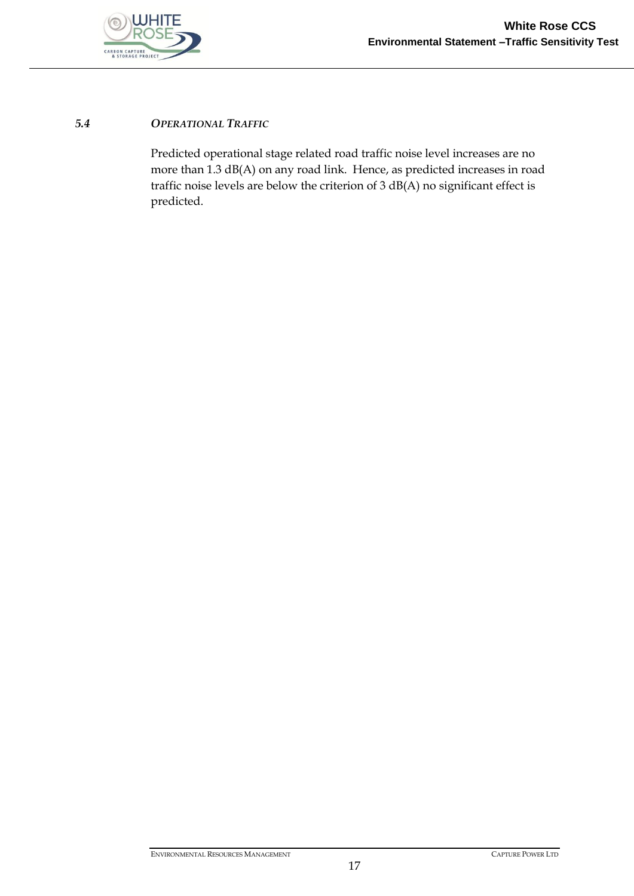### *5.4 OPERATIONAL TRAFFIC*

Predicted operational stage related road traffic noise level increases are no more than 1.3 dB(A) on any road link. Hence, as predicted increases in road traffic noise levels are below the criterion of 3 dB(A) no significant effect is predicted.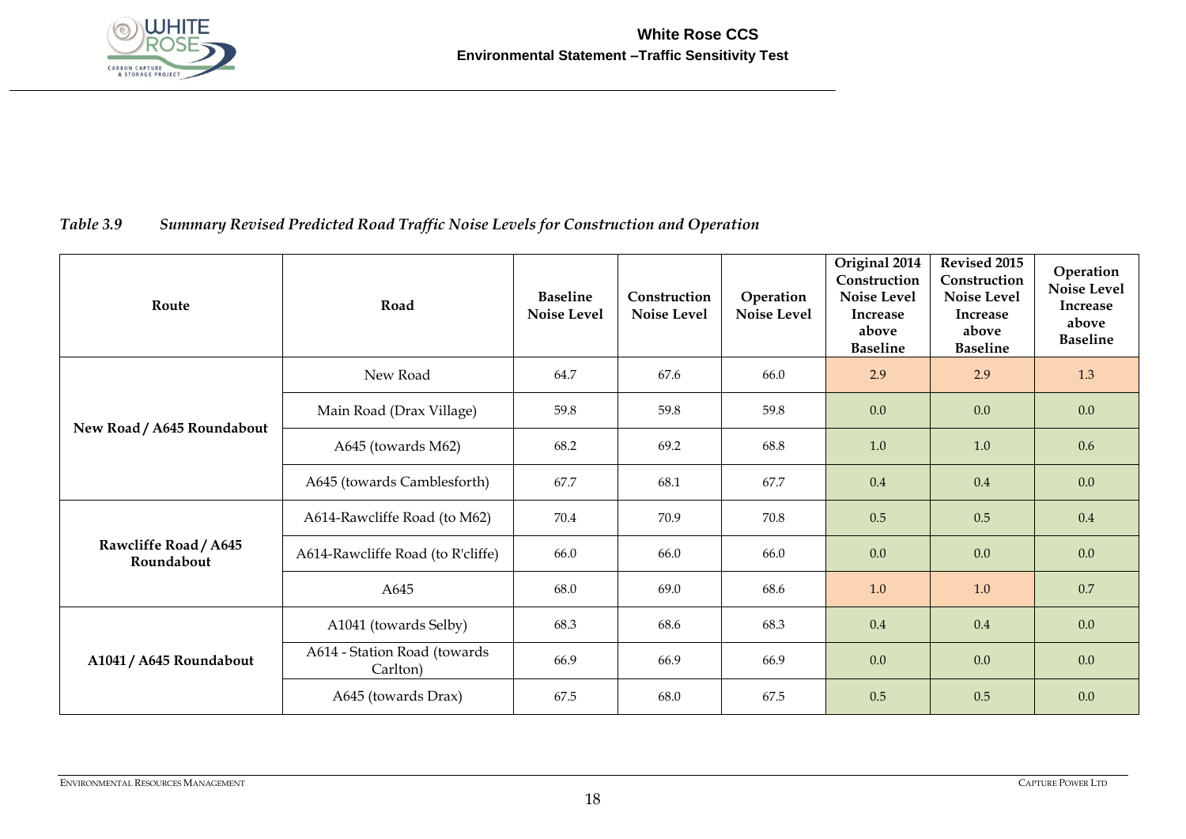*Table 3.9 Summary Revised Predicted Road Traffic Noise Levels for Construction and Operation*

| Route | Road | Baseline Noise Level | Construction Noise Level | Operation Noise Level | Original 2014 Construction Noise Level Increase above Baseline | Revised 2015 Construction Noise Level Increase above Baseline | Operation Noise Level Increase above Baseline |
|---|---|---|---|---|---|---|---|
| New Road / A645 Roundabout | New Road | 64.7 | 67.6 | 66.0 | 2.9 | 2.9 | 1.3 |
| | Main Road (Drax Village) | 59.8 | 59.8 | 59.8 | 0.0 | 0.0 | 0.0 |
| | A645 (towards M62) | 68.2 | 69.2 | 68.8 | 1.0 | 1.0 | 0.6 |
| | A645 (towards Camblesforth) | 67.7 | 68.1 | 67.7 | 0.4 | 0.4 | 0.0 |
| Rawcliffe Road / A645 Roundabout | A614-Rawcliffe Road (to M62) | 70.4 | 70.9 | 70.8 | 0.5 | 0.5 | 0.4 |
| | A614-Rawcliffe Road (to R'cliffe) | 66.0 | 66.0 | 66.0 | 0.0 | 0.0 | 0.0 |
| | A645 | 68.0 | 69.0 | 68.6 | 1.0 | 1.0 | 0.7 |
| A1041 / A645 Roundabout | A1041 (towards Selby) | 68.3 | 68.6 | 68.3 | 0.4 | 0.4 | 0.0 |
| | A614 - Station Road (towards Carlton) | 66.9 | 66.9 | 66.9 | 0.0 | 0.0 | 0.0 |
| | A645 (towards Drax) | 67.5 | 68.0 | 67.5 | 0.5 | 0.5 | 0.0 |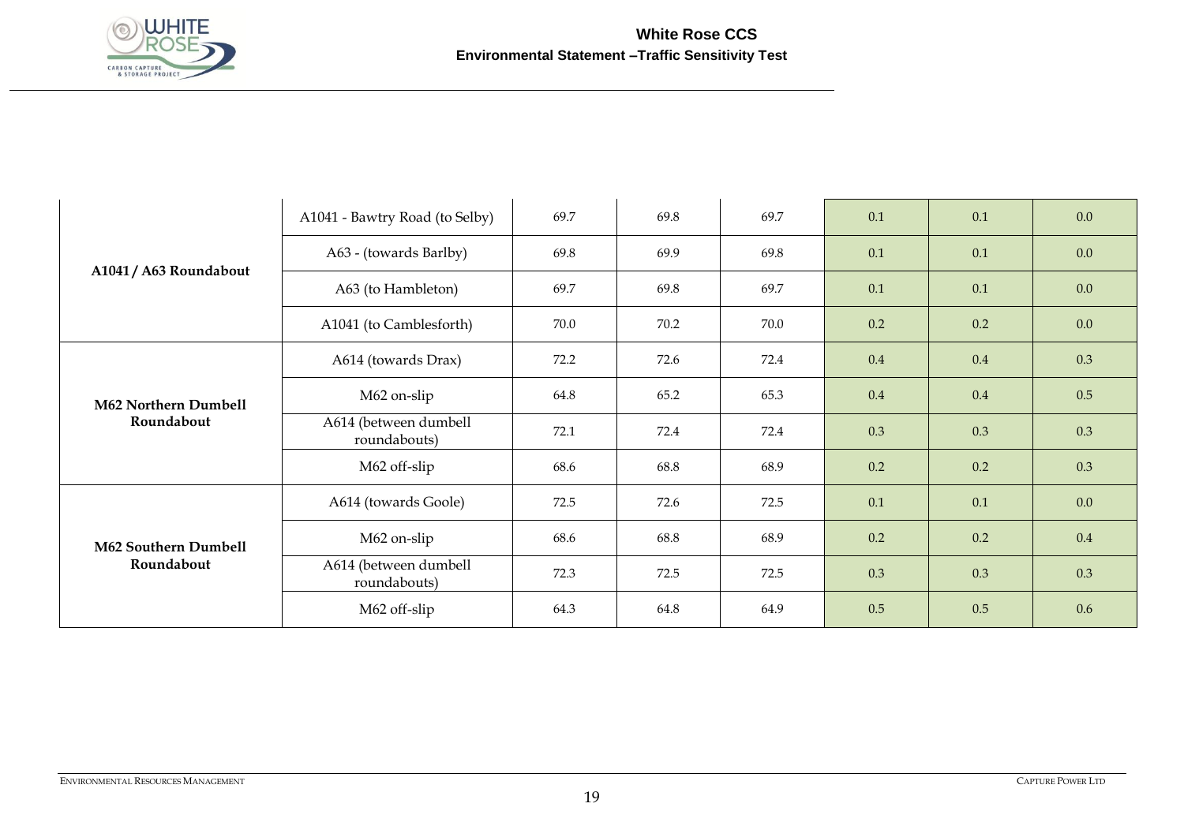| | | | | | | | |
|---|---|---|---|---|---|---|---|
| **A1041 / A63 Roundabout** | A1041 - Bawtry Road (to Selby) | 69.7 | 69.8 | 69.7 | 0.1 | 0.1 | 0.0 |
| | A63 - (towards Barlby) | 69.8 | 69.9 | 69.8 | 0.1 | 0.1 | 0.0 |
| | A63 (to Hambleton) | 69.7 | 69.8 | 69.7 | 0.1 | 0.1 | 0.0 |
| | A1041 (to Camblesforth) | 70.0 | 70.2 | 70.0 | 0.2 | 0.2 | 0.0 |
| **M62 Northern Dumbell Roundabout** | A614 (towards Drax) | 72.2 | 72.6 | 72.4 | 0.4 | 0.4 | 0.3 |
| | M62 on-slip | 64.8 | 65.2 | 65.3 | 0.4 | 0.4 | 0.5 |
| | A614 (between dumbell roundabouts) | 72.1 | 72.4 | 72.4 | 0.3 | 0.3 | 0.3 |
| | M62 off-slip | 68.6 | 68.8 | 68.9 | 0.2 | 0.2 | 0.3 |
| **M62 Southern Dumbell Roundabout** | A614 (towards Goole) | 72.5 | 72.6 | 72.5 | 0.1 | 0.1 | 0.0 |
| | M62 on-slip | 68.6 | 68.8 | 68.9 | 0.2 | 0.2 | 0.4 |
| | A614 (between dumbell roundabouts) | 72.3 | 72.5 | 72.5 | 0.3 | 0.3 | 0.3 |
| | M62 off-slip | 64.3 | 64.8 | 64.9 | 0.5 | 0.5 | 0.6 |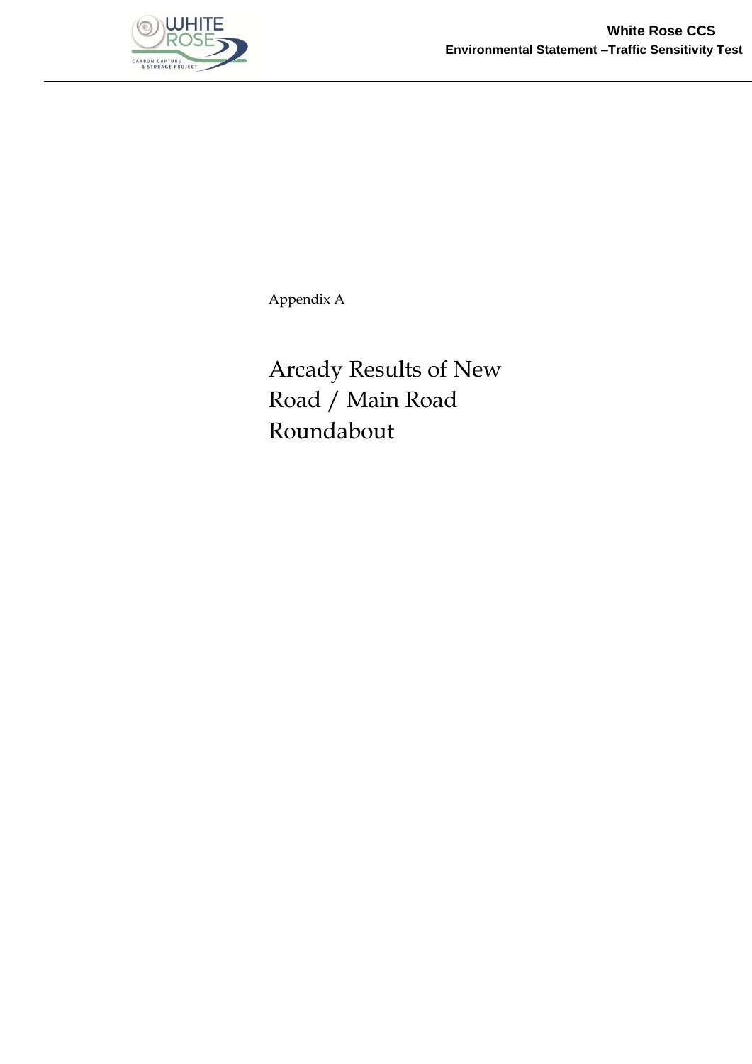Appendix A

# Arcady Results of New Road / Main Road Roundabout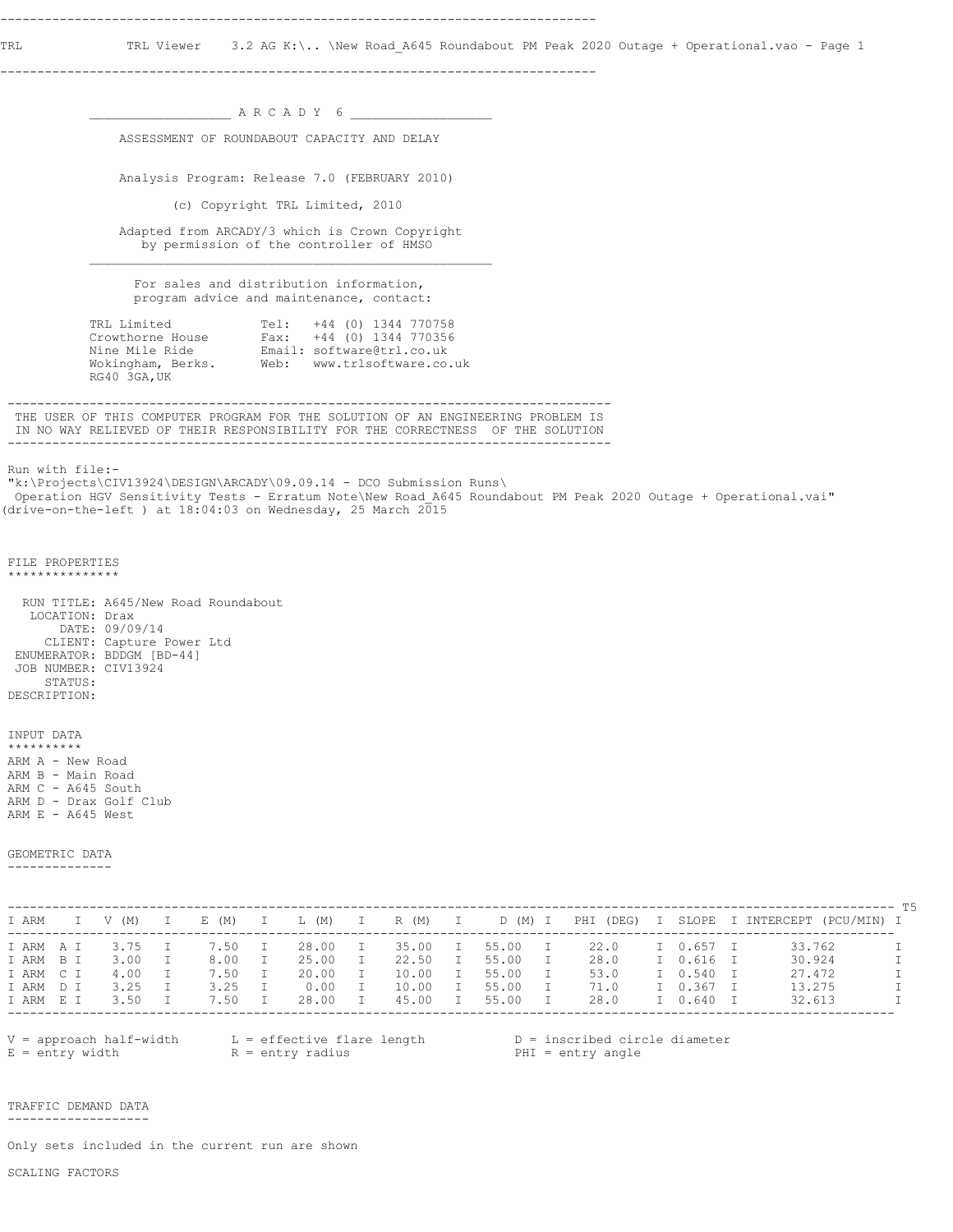TRL Viewer 3.2 AG K:\.. \New Road_A645 Roundabout PM Peak 2020 Outage + Operational.vao - Page 1

A R C A D Y 6

ASSESSMENT OF ROUNDABOUT CAPACITY AND DELAY

Analysis Program: Release 7.0 (FEBRUARY 2010)

(c) Copyright TRL Limited, 2010

Adapted from ARCADY/3 which is Crown Copyright by permission of the controller of HMSO

For sales and distribution information, program advice and maintenance, contact:

TRL Limited
Crowthorne House
Nine Mile Ride
Wokingham, Berks.
RG40 3GA,UK

Tel: +44 (0) 1344 770758
Fax: +44 (0) 1344 770356
Email: software@trl.co.uk
Web: www.trlsoftware.co.uk

THE USER OF THIS COMPUTER PROGRAM FOR THE SOLUTION OF AN ENGINEERING PROBLEM IS IN NO WAY RELIEVED OF THEIR RESPONSIBILITY FOR THE CORRECTNESS OF THE SOLUTION

Run with file:-
"k:\Projects\CIV13924\DESIGN\ARCADY\09.09.14 - DCO Submission Runs\
Operation HGV Sensitivity Tests - Erratum Note\New Road_A645 Roundabout PM Peak 2020 Outage + Operational.vai"
(drive-on-the-left ) at 18:04:03 on Wednesday, 25 March 2015

FILE PROPERTIES

RUN TITLE: A645/New Road Roundabout
LOCATION: Drax
DATE: 09/09/14
CLIENT: Capture Power Ltd
ENUMERATOR: BDDGM [BD-44]
JOB NUMBER: CIV13924
STATUS:
DESCRIPTION:

INPUT DATA

ARM A - New Road
ARM B - Main Road
ARM C - A645 South
ARM D - Drax Golf Club
ARM E - A645 West

GEOMETRIC DATA

| ARM | V (M) | E (M) | L (M) | R (M) | D (M) | PHI (DEG) | SLOPE | INTERCEPT (PCU/MIN) |
|---|---|---|---|---|---|---|---|---|
| ARM A | 3.75 | 7.50 | 28.00 | 35.00 | 55.00 | 22.0 | 0.657 | 33.762 |
| ARM B | 3.00 | 8.00 | 25.00 | 22.50 | 55.00 | 28.0 | 0.616 | 30.924 |
| ARM C | 4.00 | 7.50 | 20.00 | 10.00 | 55.00 | 53.0 | 0.540 | 27.472 |
| ARM D | 3.25 | 3.25 | 0.00 | 10.00 | 55.00 | 71.0 | 0.367 | 13.275 |
| ARM E | 3.50 | 7.50 | 28.00 | 45.00 | 55.00 | 28.0 | 0.640 | 32.613 |

V = approach half-width
E = entry width
L = effective flare length
R = entry radius
D = inscribed circle diameter
PHI = entry angle

TRAFFIC DEMAND DATA

Only sets included in the current run are shown

SCALING FACTORS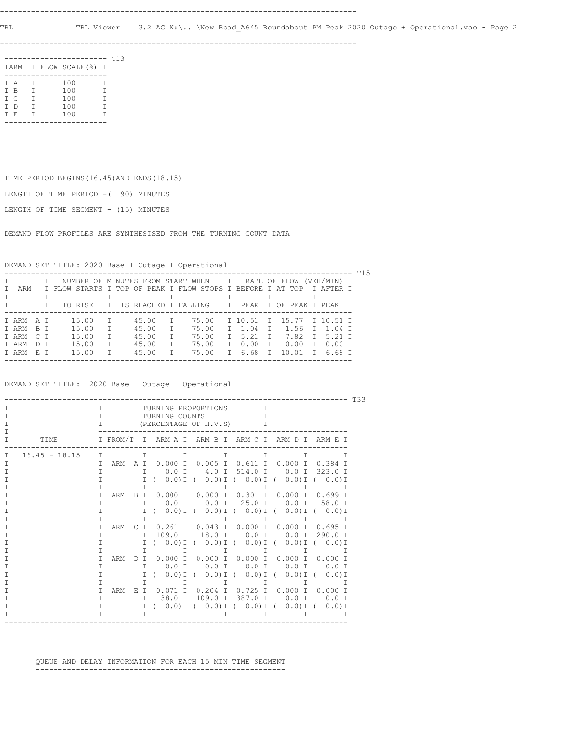| ARM | FLOW SCALE(%) |
|---|---|
| A | 100 |
| B | 100 |
| C | 100 |
| D | 100 |
| E | 100 |

T13

TIME PERIOD BEGINS(16.45)AND ENDS(18.15)

LENGTH OF TIME PERIOD -( 90) MINUTES

LENGTH OF TIME SEGMENT - (15) MINUTES

DEMAND FLOW PROFILES ARE SYNTHESISED FROM THE TURNING COUNT DATA

DEMAND SET TITLE: 2020 Base + Outage + Operational

T15

| ARM | NUMBER OF MINUTES FROM START WHEN FLOW STARTS TO RISE | TOP OF PEAK IS REACHED | FLOW STOPS FALLING | RATE OF FLOW (VEH/MIN) BEFORE PEAK | AT TOP OF PEAK | AFTER PEAK |
|---|---|---|---|---|---|---|
| ARM A | 15.00 | 45.00 | 75.00 | 10.51 | 15.77 | 10.51 |
| ARM B | 15.00 | 45.00 | 75.00 | 1.04 | 1.56 | 1.04 |
| ARM C | 15.00 | 45.00 | 75.00 | 5.21 | 7.82 | 5.21 |
| ARM D | 15.00 | 45.00 | 75.00 | 0.00 | 0.00 | 0.00 |
| ARM E | 15.00 | 45.00 | 75.00 | 6.68 | 10.01 | 6.68 |

DEMAND SET TITLE: 2020 Base + Outage + Operational

T33

TURNING PROPORTIONS / TURNING COUNTS / (PERCENTAGE OF H.V.S)

| TIME | FROM/TO | ARM A | ARM B | ARM C | ARM D | ARM E |
|---|---|---|---|---|---|---|
| 16.45 - 18.15 | ARM A | 0.000 | 0.005 | 0.611 | 0.000 | 0.384 |
| | | 0.0 | 4.0 | 514.0 | 0.0 | 323.0 |
| | | ( 0.0) | ( 0.0) | ( 0.0) | ( 0.0) | ( 0.0) |
| | ARM B | 0.000 | 0.000 | 0.301 | 0.000 | 0.699 |
| | | 0.0 | 0.0 | 25.0 | 0.0 | 58.0 |
| | | ( 0.0) | ( 0.0) | ( 0.0) | ( 0.0) | ( 0.0) |
| | ARM C | 0.261 | 0.043 | 0.000 | 0.000 | 0.695 |
| | | 109.0 | 18.0 | 0.0 | 0.0 | 290.0 |
| | | ( 0.0) | ( 0.0) | ( 0.0) | ( 0.0) | ( 0.0) |
| | ARM D | 0.000 | 0.000 | 0.000 | 0.000 | 0.000 |
| | | 0.0 | 0.0 | 0.0 | 0.0 | 0.0 |
| | | ( 0.0) | ( 0.0) | ( 0.0) | ( 0.0) | ( 0.0) |
| | ARM E | 0.071 | 0.204 | 0.725 | 0.000 | 0.000 |
| | | 38.0 | 109.0 | 387.0 | 0.0 | 0.0 |
| | | ( 0.0) | ( 0.0) | ( 0.0) | ( 0.0) | ( 0.0) |

QUEUE AND DELAY INFORMATION FOR EACH 15 MIN TIME SEGMENT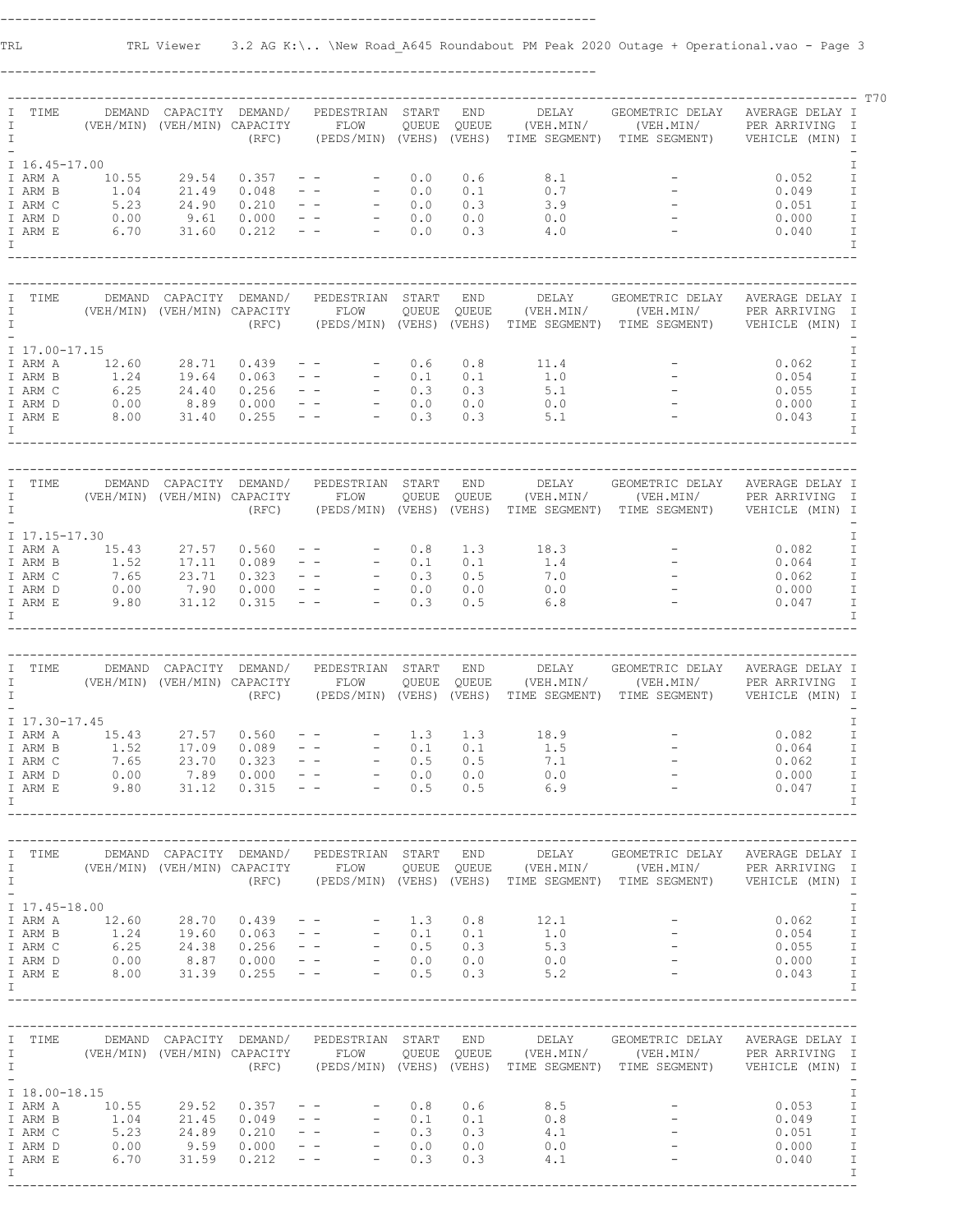TRL Viewer 3.2 AG K:\.. \New Road_A645 Roundabout PM Peak 2020 Outage + Operational.vao - Page 3

| TIME | DEMAND (VEH/MIN) | CAPACITY (VEH/MIN) | DEMAND/ CAPACITY (RFC) | PEDESTRIAN FLOW (PEDS/MIN) | START QUEUE (VEHS) | END QUEUE (VEHS) | DELAY (VEH.MIN/ TIME SEGMENT) | GEOMETRIC DELAY (VEH.MIN/ TIME SEGMENT) | AVERAGE DELAY PER ARRIVING VEHICLE (MIN) |
|---|---|---|---|---|---|---|---|---|---|
| 16.45-17.00 | | | | | | | | | |
| ARM A | 10.55 | 29.54 | 0.357 | - - - | 0.0 | 0.6 | 8.1 | - | 0.052 |
| ARM B | 1.04 | 21.49 | 0.048 | - - - | 0.0 | 0.1 | 0.7 | - | 0.049 |
| ARM C | 5.23 | 24.90 | 0.210 | - - - | 0.0 | 0.3 | 3.9 | - | 0.051 |
| ARM D | 0.00 | 9.61 | 0.000 | - - - | 0.0 | 0.0 | 0.0 | - | 0.000 |
| ARM E | 6.70 | 31.60 | 0.212 | - - - | 0.0 | 0.3 | 4.0 | - | 0.040 |

| TIME | DEMAND (VEH/MIN) | CAPACITY (VEH/MIN) | DEMAND/ CAPACITY (RFC) | PEDESTRIAN FLOW (PEDS/MIN) | START QUEUE (VEHS) | END QUEUE (VEHS) | DELAY (VEH.MIN/ TIME SEGMENT) | GEOMETRIC DELAY (VEH.MIN/ TIME SEGMENT) | AVERAGE DELAY PER ARRIVING VEHICLE (MIN) |
|---|---|---|---|---|---|---|---|---|---|
| 17.00-17.15 | | | | | | | | | |
| ARM A | 12.60 | 28.71 | 0.439 | - - - | 0.6 | 0.8 | 11.4 | - | 0.062 |
| ARM B | 1.24 | 19.64 | 0.063 | - - - | 0.1 | 0.1 | 1.0 | - | 0.054 |
| ARM C | 6.25 | 24.40 | 0.256 | - - - | 0.3 | 0.3 | 5.1 | - | 0.055 |
| ARM D | 0.00 | 8.89 | 0.000 | - - - | 0.0 | 0.0 | 0.0 | - | 0.000 |
| ARM E | 8.00 | 31.40 | 0.255 | - - - | 0.3 | 0.3 | 5.1 | - | 0.043 |

| TIME | DEMAND (VEH/MIN) | CAPACITY (VEH/MIN) | DEMAND/ CAPACITY (RFC) | PEDESTRIAN FLOW (PEDS/MIN) | START QUEUE (VEHS) | END QUEUE (VEHS) | DELAY (VEH.MIN/ TIME SEGMENT) | GEOMETRIC DELAY (VEH.MIN/ TIME SEGMENT) | AVERAGE DELAY PER ARRIVING VEHICLE (MIN) |
|---|---|---|---|---|---|---|---|---|---|
| 17.15-17.30 | | | | | | | | | |
| ARM A | 15.43 | 27.57 | 0.560 | - - - | 0.8 | 1.3 | 18.3 | - | 0.082 |
| ARM B | 1.52 | 17.11 | 0.089 | - - - | 0.1 | 0.1 | 1.4 | - | 0.064 |
| ARM C | 7.65 | 23.71 | 0.323 | - - - | 0.3 | 0.5 | 7.0 | - | 0.062 |
| ARM D | 0.00 | 7.90 | 0.000 | - - - | 0.0 | 0.0 | 0.0 | - | 0.000 |
| ARM E | 9.80 | 31.12 | 0.315 | - - - | 0.3 | 0.5 | 6.8 | - | 0.047 |

| TIME | DEMAND (VEH/MIN) | CAPACITY (VEH/MIN) | DEMAND/ CAPACITY (RFC) | PEDESTRIAN FLOW (PEDS/MIN) | START QUEUE (VEHS) | END QUEUE (VEHS) | DELAY (VEH.MIN/ TIME SEGMENT) | GEOMETRIC DELAY (VEH.MIN/ TIME SEGMENT) | AVERAGE DELAY PER ARRIVING VEHICLE (MIN) |
|---|---|---|---|---|---|---|---|---|---|
| 17.30-17.45 | | | | | | | | | |
| ARM A | 15.43 | 27.57 | 0.560 | - - - | 1.3 | 1.3 | 18.9 | - | 0.082 |
| ARM B | 1.52 | 17.09 | 0.089 | - - - | 0.1 | 0.1 | 1.5 | - | 0.064 |
| ARM C | 7.65 | 23.70 | 0.323 | - - - | 0.5 | 0.5 | 7.1 | - | 0.062 |
| ARM D | 0.00 | 7.89 | 0.000 | - - - | 0.0 | 0.0 | 0.0 | - | 0.000 |
| ARM E | 9.80 | 31.12 | 0.315 | - - - | 0.5 | 0.5 | 6.9 | - | 0.047 |

| TIME | DEMAND (VEH/MIN) | CAPACITY (VEH/MIN) | DEMAND/ CAPACITY (RFC) | PEDESTRIAN FLOW (PEDS/MIN) | START QUEUE (VEHS) | END QUEUE (VEHS) | DELAY (VEH.MIN/ TIME SEGMENT) | GEOMETRIC DELAY (VEH.MIN/ TIME SEGMENT) | AVERAGE DELAY PER ARRIVING VEHICLE (MIN) |
|---|---|---|---|---|---|---|---|---|---|
| 17.45-18.00 | | | | | | | | | |
| ARM A | 12.60 | 28.70 | 0.439 | - - - | 1.3 | 0.8 | 12.1 | - | 0.062 |
| ARM B | 1.24 | 19.60 | 0.063 | - - - | 0.1 | 0.1 | 1.0 | - | 0.054 |
| ARM C | 6.25 | 24.38 | 0.256 | - - - | 0.5 | 0.3 | 5.3 | - | 0.055 |
| ARM D | 0.00 | 8.87 | 0.000 | - - - | 0.0 | 0.0 | 0.0 | - | 0.000 |
| ARM E | 8.00 | 31.39 | 0.255 | - - - | 0.5 | 0.3 | 5.2 | - | 0.043 |

| TIME | DEMAND (VEH/MIN) | CAPACITY (VEH/MIN) | DEMAND/ CAPACITY (RFC) | PEDESTRIAN FLOW (PEDS/MIN) | START QUEUE (VEHS) | END QUEUE (VEHS) | DELAY (VEH.MIN/ TIME SEGMENT) | GEOMETRIC DELAY (VEH.MIN/ TIME SEGMENT) | AVERAGE DELAY PER ARRIVING VEHICLE (MIN) |
|---|---|---|---|---|---|---|---|---|---|
| 18.00-18.15 | | | | | | | | | |
| ARM A | 10.55 | 29.52 | 0.357 | - - - | 0.8 | 0.6 | 8.5 | - | 0.053 |
| ARM B | 1.04 | 21.45 | 0.049 | - - - | 0.1 | 0.1 | 0.8 | - | 0.049 |
| ARM C | 5.23 | 24.89 | 0.210 | - - - | 0.3 | 0.3 | 4.1 | - | 0.051 |
| ARM D | 0.00 | 9.59 | 0.000 | - - - | 0.0 | 0.0 | 0.0 | - | 0.000 |
| ARM E | 6.70 | 31.59 | 0.212 | - - - | 0.3 | 0.3 | 4.1 | - | 0.040 |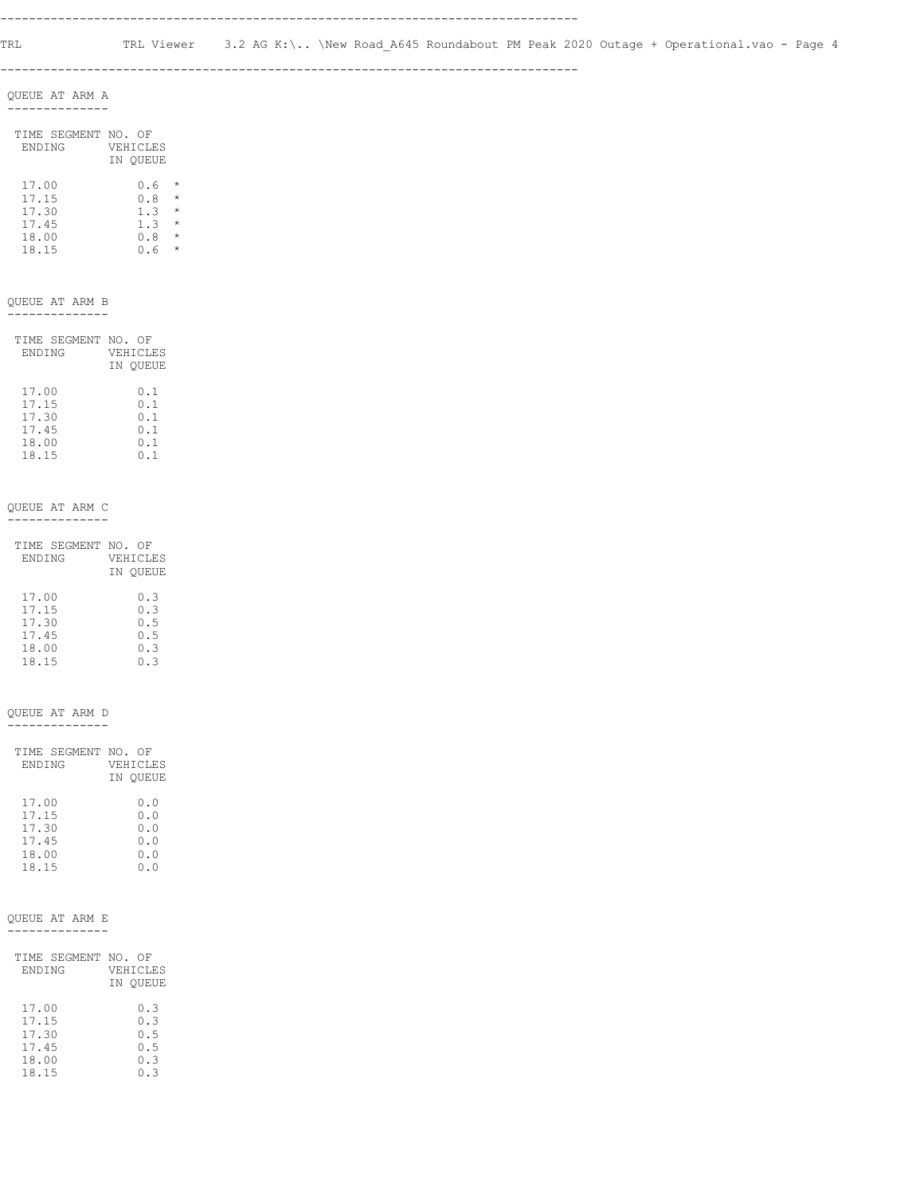QUEUE AT ARM A

| TIME SEGMENT ENDING | NO. OF VEHICLES IN QUEUE |
|---|---|
| 17.00 | 0.6 * |
| 17.15 | 0.8 * |
| 17.30 | 1.3 * |
| 17.45 | 1.3 * |
| 18.00 | 0.8 * |
| 18.15 | 0.6 * |

QUEUE AT ARM B

| TIME SEGMENT ENDING | NO. OF VEHICLES IN QUEUE |
|---|---|
| 17.00 | 0.1 |
| 17.15 | 0.1 |
| 17.30 | 0.1 |
| 17.45 | 0.1 |
| 18.00 | 0.1 |
| 18.15 | 0.1 |

QUEUE AT ARM C

| TIME SEGMENT ENDING | NO. OF VEHICLES IN QUEUE |
|---|---|
| 17.00 | 0.3 |
| 17.15 | 0.3 |
| 17.30 | 0.5 |
| 17.45 | 0.5 |
| 18.00 | 0.3 |
| 18.15 | 0.3 |

QUEUE AT ARM D

| TIME SEGMENT ENDING | NO. OF VEHICLES IN QUEUE |
|---|---|
| 17.00 | 0.0 |
| 17.15 | 0.0 |
| 17.30 | 0.0 |
| 17.45 | 0.0 |
| 18.00 | 0.0 |
| 18.15 | 0.0 |

QUEUE AT ARM E

| TIME SEGMENT ENDING | NO. OF VEHICLES IN QUEUE |
|---|---|
| 17.00 | 0.3 |
| 17.15 | 0.3 |
| 17.30 | 0.5 |
| 17.45 | 0.5 |
| 18.00 | 0.3 |
| 18.15 | 0.3 |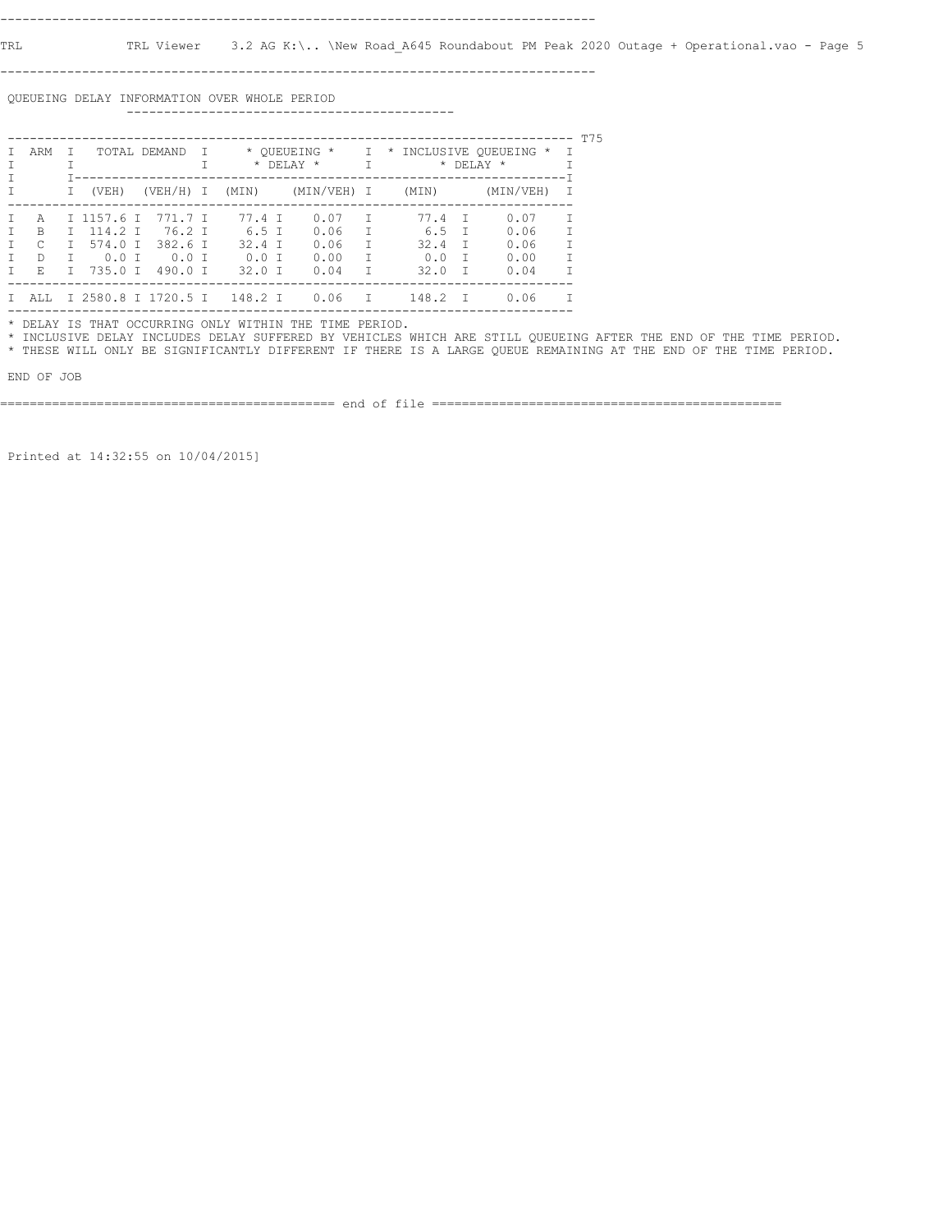## QUEUEING DELAY INFORMATION OVER WHOLE PERIOD

T75

| ARM | TOTAL DEMAND | | * QUEUEING * * DELAY * | | * INCLUSIVE QUEUEING * * DELAY * | |
|---|---|---|---|---|---|---|
| | (VEH) | (VEH/H) | (MIN) | (MIN/VEH) | (MIN) | (MIN/VEH) |
| A | 1157.6 | 771.7 | 77.4 | 0.07 | 77.4 | 0.07 |
| B | 114.2 | 76.2 | 6.5 | 0.06 | 6.5 | 0.06 |
| C | 574.0 | 382.6 | 32.4 | 0.06 | 32.4 | 0.06 |
| D | 0.0 | 0.0 | 0.0 | 0.00 | 0.0 | 0.00 |
| E | 735.0 | 490.0 | 32.0 | 0.04 | 32.0 | 0.04 |
| ALL | 2580.8 | 1720.5 | 148.2 | 0.06 | 148.2 | 0.06 |

* DELAY IS THAT OCCURRING ONLY WITHIN THE TIME PERIOD.
* INCLUSIVE DELAY INCLUDES DELAY SUFFERED BY VEHICLES WHICH ARE STILL QUEUEING AFTER THE END OF THE TIME PERIOD.
* THESE WILL ONLY BE SIGNIFICANTLY DIFFERENT IF THERE IS A LARGE QUEUE REMAINING AT THE END OF THE TIME PERIOD.

END OF JOB

==================== end of file ====================

Printed at 14:32:55 on 10/04/2015]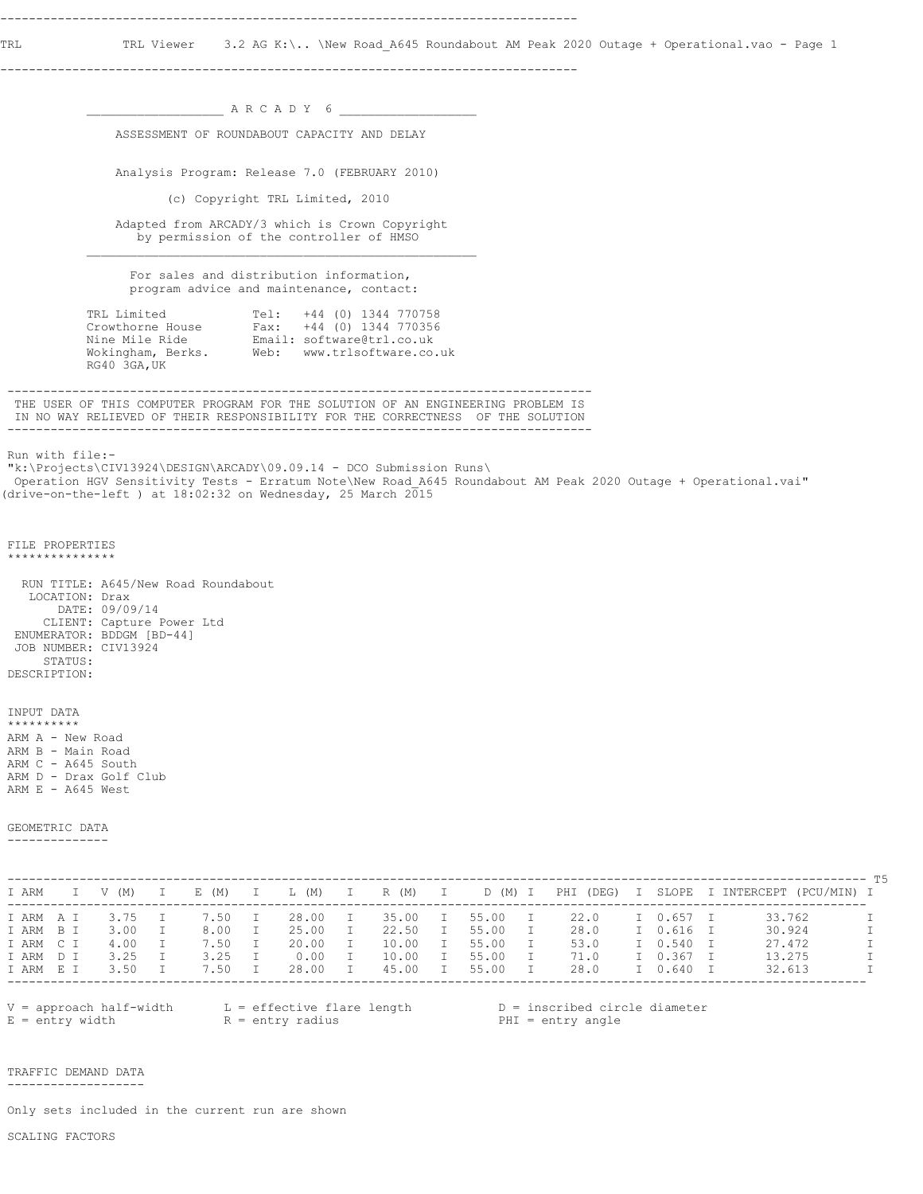TRL Viewer 3.2 AG K:\.. \New Road_A645 Roundabout AM Peak 2020 Outage + Operational.vao - Page 1

A R C A D Y 6

ASSESSMENT OF ROUNDABOUT CAPACITY AND DELAY

Analysis Program: Release 7.0 (FEBRUARY 2010)

(c) Copyright TRL Limited, 2010

Adapted from ARCADY/3 which is Crown Copyright
by permission of the controller of HMSO

For sales and distribution information,
program advice and maintenance, contact:

```
TRL Limited            Tel:   +44 (0) 1344 770758
Crowthorne House       Fax:   +44 (0) 1344 770356
Nine Mile Ride         Email: software@trl.co.uk
Wokingham, Berks.      Web:   www.trlsoftware.co.uk
RG40 3GA,UK
```

THE USER OF THIS COMPUTER PROGRAM FOR THE SOLUTION OF AN ENGINEERING PROBLEM IS
IN NO WAY RELIEVED OF THEIR RESPONSIBILITY FOR THE CORRECTNESS OF THE SOLUTION

Run with file:-
"k:\Projects\CIV13924\DESIGN\ARCADY\09.09.14 - DCO Submission Runs\
Operation HGV Sensitivity Tests - Erratum Note\New Road_A645 Roundabout AM Peak 2020 Outage + Operational.vai"
(drive-on-the-left ) at 18:02:32 on Wednesday, 25 March 2015

FILE PROPERTIES
***************

```
  RUN TITLE: A645/New Road Roundabout
   LOCATION: Drax
       DATE: 09/09/14
     CLIENT: Capture Power Ltd
 ENUMERATOR: BDDGM [BD-44]
 JOB NUMBER: CIV13924
     STATUS:
DESCRIPTION:
```

INPUT DATA
**********

ARM A - New Road
ARM B - Main Road
ARM C - A645 South
ARM D - Drax Golf Club
ARM E - A645 West

GEOMETRIC DATA

T5

| ARM | V (M) | E (M) | L (M) | R (M) | D (M) | PHI (DEG) | SLOPE | INTERCEPT (PCU/MIN) |
|---|---|---|---|---|---|---|---|---|
| ARM A | 3.75 | 7.50 | 28.00 | 35.00 | 55.00 | 22.0 | 0.657 | 33.762 |
| ARM B | 3.00 | 8.00 | 25.00 | 22.50 | 55.00 | 28.0 | 0.616 | 30.924 |
| ARM C | 4.00 | 7.50 | 20.00 | 10.00 | 55.00 | 53.0 | 0.540 | 27.472 |
| ARM D | 3.25 | 3.25 | 0.00 | 10.00 | 55.00 | 71.0 | 0.367 | 13.275 |
| ARM E | 3.50 | 7.50 | 28.00 | 45.00 | 55.00 | 28.0 | 0.640 | 32.613 |

V = approach half-width    L = effective flare length    D = inscribed circle diameter
E = entry width    R = entry radius    PHI = entry angle

TRAFFIC DEMAND DATA

Only sets included in the current run are shown

SCALING FACTORS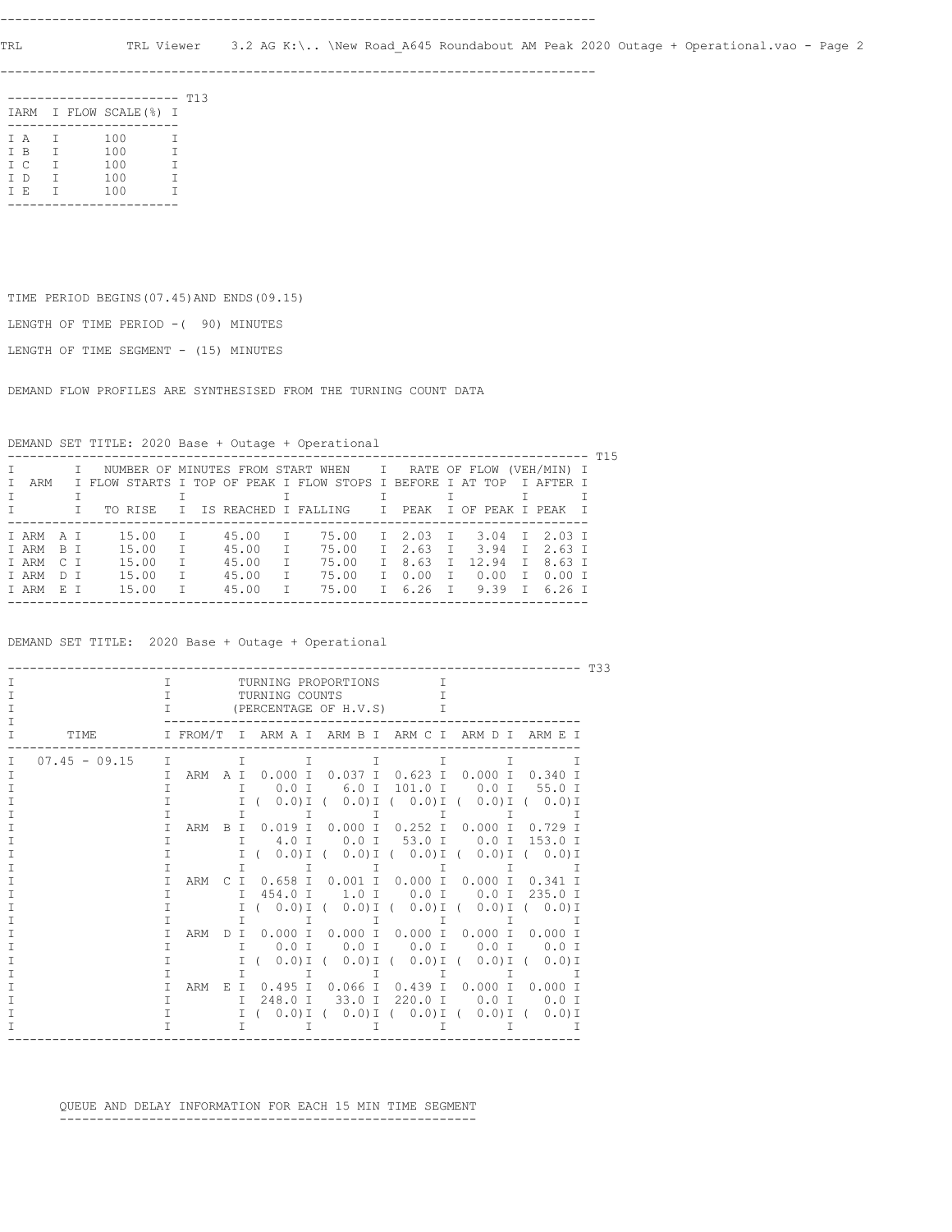## T13

| ARM | FLOW SCALE(%) |
|---|---|
| A | 100 |
| B | 100 |
| C | 100 |
| D | 100 |
| E | 100 |

TIME PERIOD BEGINS(07.45)AND ENDS(09.15)

LENGTH OF TIME PERIOD -( 90) MINUTES

LENGTH OF TIME SEGMENT - (15) MINUTES

DEMAND FLOW PROFILES ARE SYNTHESISED FROM THE TURNING COUNT DATA

DEMAND SET TITLE: 2020 Base + Outage + Operational

## T15

| ARM | NUMBER OF MINUTES FROM START WHEN: FLOW STARTS TO RISE | TOP OF PEAK IS REACHED | FLOW STOPS FALLING | RATE OF FLOW (VEH/MIN): BEFORE PEAK | AT TOP OF PEAK | AFTER PEAK |
|---|---|---|---|---|---|---|
| ARM A | 15.00 | 45.00 | 75.00 | 2.03 | 3.04 | 2.03 |
| ARM B | 15.00 | 45.00 | 75.00 | 2.63 | 3.94 | 2.63 |
| ARM C | 15.00 | 45.00 | 75.00 | 8.63 | 12.94 | 8.63 |
| ARM D | 15.00 | 45.00 | 75.00 | 0.00 | 0.00 | 0.00 |
| ARM E | 15.00 | 45.00 | 75.00 | 6.26 | 9.39 | 6.26 |

DEMAND SET TITLE: 2020 Base + Outage + Operational

## T33

TURNING PROPORTIONS / TURNING COUNTS / (PERCENTAGE OF H.V.S)

| TIME | FROM/TO | ARM A | ARM B | ARM C | ARM D | ARM E |
|---|---|---|---|---|---|---|
| 07.45 - 09.15 | ARM A | 0.000 | 0.037 | 0.623 | 0.000 | 0.340 |
| | | 0.0 | 6.0 | 101.0 | 0.0 | 55.0 |
| | | ( 0.0) | ( 0.0) | ( 0.0) | ( 0.0) | ( 0.0) |
| | ARM B | 0.019 | 0.000 | 0.252 | 0.000 | 0.729 |
| | | 4.0 | 0.0 | 53.0 | 0.0 | 153.0 |
| | | ( 0.0) | ( 0.0) | ( 0.0) | ( 0.0) | ( 0.0) |
| | ARM C | 0.658 | 0.001 | 0.000 | 0.000 | 0.341 |
| | | 454.0 | 1.0 | 0.0 | 0.0 | 235.0 |
| | | ( 0.0) | ( 0.0) | ( 0.0) | ( 0.0) | ( 0.0) |
| | ARM D | 0.000 | 0.000 | 0.000 | 0.000 | 0.000 |
| | | 0.0 | 0.0 | 0.0 | 0.0 | 0.0 |
| | | ( 0.0) | ( 0.0) | ( 0.0) | ( 0.0) | ( 0.0) |
| | ARM E | 0.495 | 0.066 | 0.439 | 0.000 | 0.000 |
| | | 248.0 | 33.0 | 220.0 | 0.0 | 0.0 |
| | | ( 0.0) | ( 0.0) | ( 0.0) | ( 0.0) | ( 0.0) |

QUEUE AND DELAY INFORMATION FOR EACH 15 MIN TIME SEGMENT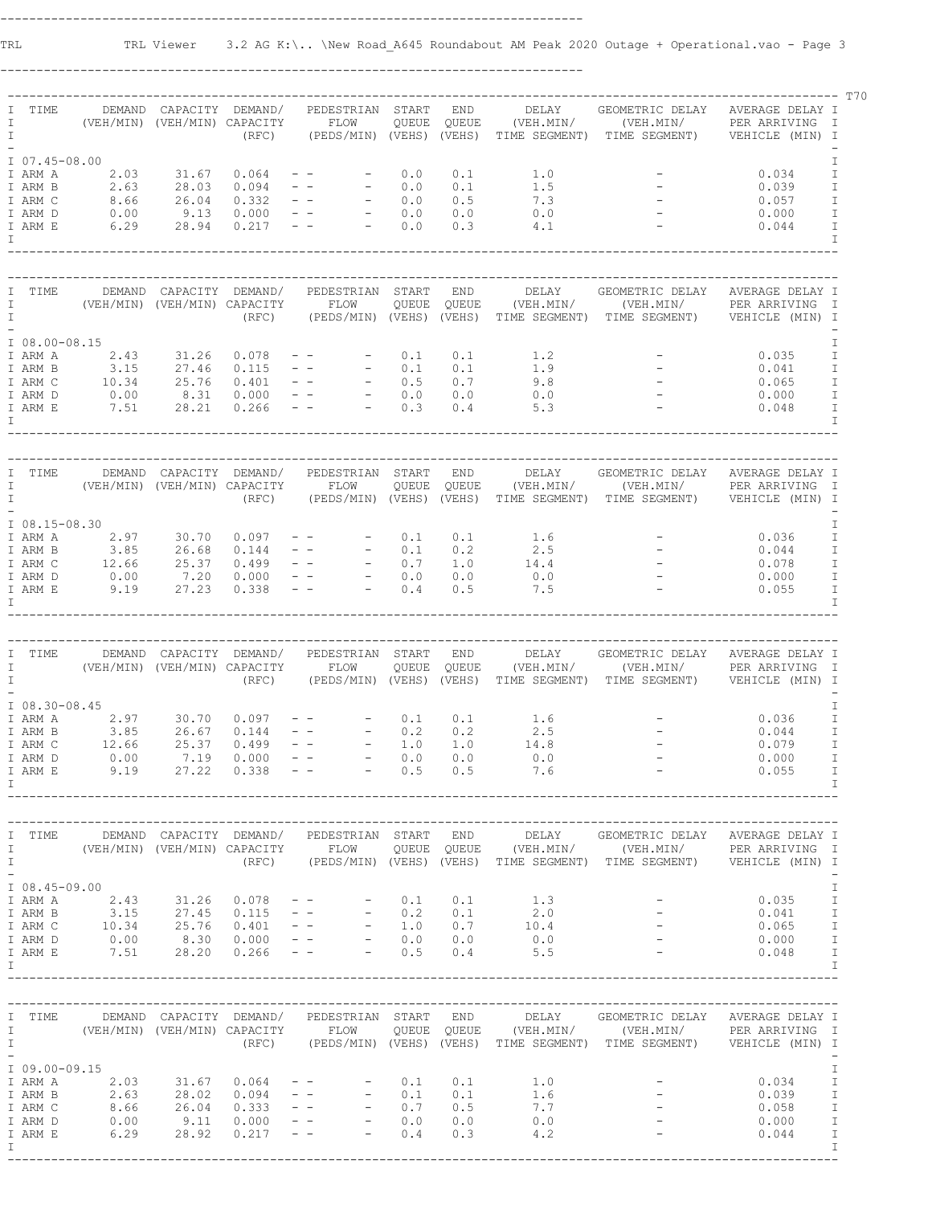| TIME | DEMAND (VEH/MIN) | CAPACITY (VEH/MIN) | DEMAND/ CAPACITY (RFC) | PEDESTRIAN FLOW (PEDS/MIN) | START QUEUE (VEHS) | END QUEUE (VEHS) | DELAY (VEH.MIN/ TIME SEGMENT) | GEOMETRIC DELAY (VEH.MIN/ TIME SEGMENT) | AVERAGE DELAY PER ARRIVING VEHICLE (MIN) |
|---|---|---|---|---|---|---|---|---|---|
| 07.45-08.00 | | | | | | | | | |
| ARM A | 2.03 | 31.67 | 0.064 | - - - | 0.0 | 0.1 | 1.0 | - | 0.034 |
| ARM B | 2.63 | 28.03 | 0.094 | - - - | 0.0 | 0.1 | 1.5 | - | 0.039 |
| ARM C | 8.66 | 26.04 | 0.332 | - - - | 0.0 | 0.5 | 7.3 | - | 0.057 |
| ARM D | 0.00 | 9.13 | 0.000 | - - - | 0.0 | 0.0 | 0.0 | - | 0.000 |
| ARM E | 6.29 | 28.94 | 0.217 | - - - | 0.0 | 0.3 | 4.1 | - | 0.044 |

| TIME | DEMAND (VEH/MIN) | CAPACITY (VEH/MIN) | DEMAND/ CAPACITY (RFC) | PEDESTRIAN FLOW (PEDS/MIN) | START QUEUE (VEHS) | END QUEUE (VEHS) | DELAY (VEH.MIN/ TIME SEGMENT) | GEOMETRIC DELAY (VEH.MIN/ TIME SEGMENT) | AVERAGE DELAY PER ARRIVING VEHICLE (MIN) |
|---|---|---|---|---|---|---|---|---|---|
| 08.00-08.15 | | | | | | | | | |
| ARM A | 2.43 | 31.26 | 0.078 | - - - | 0.1 | 0.1 | 1.2 | - | 0.035 |
| ARM B | 3.15 | 27.46 | 0.115 | - - - | 0.1 | 0.1 | 1.9 | - | 0.041 |
| ARM C | 10.34 | 25.76 | 0.401 | - - - | 0.5 | 0.7 | 9.8 | - | 0.065 |
| ARM D | 0.00 | 8.31 | 0.000 | - - - | 0.0 | 0.0 | 0.0 | - | 0.000 |
| ARM E | 7.51 | 28.21 | 0.266 | - - - | 0.3 | 0.4 | 5.3 | - | 0.048 |

| TIME | DEMAND (VEH/MIN) | CAPACITY (VEH/MIN) | DEMAND/ CAPACITY (RFC) | PEDESTRIAN FLOW (PEDS/MIN) | START QUEUE (VEHS) | END QUEUE (VEHS) | DELAY (VEH.MIN/ TIME SEGMENT) | GEOMETRIC DELAY (VEH.MIN/ TIME SEGMENT) | AVERAGE DELAY PER ARRIVING VEHICLE (MIN) |
|---|---|---|---|---|---|---|---|---|---|
| 08.15-08.30 | | | | | | | | | |
| ARM A | 2.97 | 30.70 | 0.097 | - - - | 0.1 | 0.1 | 1.6 | - | 0.036 |
| ARM B | 3.85 | 26.68 | 0.144 | - - - | 0.1 | 0.2 | 2.5 | - | 0.044 |
| ARM C | 12.66 | 25.37 | 0.499 | - - - | 0.7 | 1.0 | 14.4 | - | 0.078 |
| ARM D | 0.00 | 7.20 | 0.000 | - - - | 0.0 | 0.0 | 0.0 | - | 0.000 |
| ARM E | 9.19 | 27.23 | 0.338 | - - - | 0.4 | 0.5 | 7.5 | - | 0.055 |

| TIME | DEMAND (VEH/MIN) | CAPACITY (VEH/MIN) | DEMAND/ CAPACITY (RFC) | PEDESTRIAN FLOW (PEDS/MIN) | START QUEUE (VEHS) | END QUEUE (VEHS) | DELAY (VEH.MIN/ TIME SEGMENT) | GEOMETRIC DELAY (VEH.MIN/ TIME SEGMENT) | AVERAGE DELAY PER ARRIVING VEHICLE (MIN) |
|---|---|---|---|---|---|---|---|---|---|
| 08.30-08.45 | | | | | | | | | |
| ARM A | 2.97 | 30.70 | 0.097 | - - - | 0.1 | 0.1 | 1.6 | - | 0.036 |
| ARM B | 3.85 | 26.67 | 0.144 | - - - | 0.2 | 0.2 | 2.5 | - | 0.044 |
| ARM C | 12.66 | 25.37 | 0.499 | - - - | 1.0 | 1.0 | 14.8 | - | 0.079 |
| ARM D | 0.00 | 7.19 | 0.000 | - - - | 0.0 | 0.0 | 0.0 | - | 0.000 |
| ARM E | 9.19 | 27.22 | 0.338 | - - - | 0.5 | 0.5 | 7.6 | - | 0.055 |

| TIME | DEMAND (VEH/MIN) | CAPACITY (VEH/MIN) | DEMAND/ CAPACITY (RFC) | PEDESTRIAN FLOW (PEDS/MIN) | START QUEUE (VEHS) | END QUEUE (VEHS) | DELAY (VEH.MIN/ TIME SEGMENT) | GEOMETRIC DELAY (VEH.MIN/ TIME SEGMENT) | AVERAGE DELAY PER ARRIVING VEHICLE (MIN) |
|---|---|---|---|---|---|---|---|---|---|
| 08.45-09.00 | | | | | | | | | |
| ARM A | 2.43 | 31.26 | 0.078 | - - - | 0.1 | 0.1 | 1.3 | - | 0.035 |
| ARM B | 3.15 | 27.45 | 0.115 | - - - | 0.2 | 0.1 | 2.0 | - | 0.041 |
| ARM C | 10.34 | 25.76 | 0.401 | - - - | 1.0 | 0.7 | 10.4 | - | 0.065 |
| ARM D | 0.00 | 8.30 | 0.000 | - - - | 0.0 | 0.0 | 0.0 | - | 0.000 |
| ARM E | 7.51 | 28.20 | 0.266 | - - - | 0.5 | 0.4 | 5.5 | - | 0.048 |

| TIME | DEMAND (VEH/MIN) | CAPACITY (VEH/MIN) | DEMAND/ CAPACITY (RFC) | PEDESTRIAN FLOW (PEDS/MIN) | START QUEUE (VEHS) | END QUEUE (VEHS) | DELAY (VEH.MIN/ TIME SEGMENT) | GEOMETRIC DELAY (VEH.MIN/ TIME SEGMENT) | AVERAGE DELAY PER ARRIVING VEHICLE (MIN) |
|---|---|---|---|---|---|---|---|---|---|
| 09.00-09.15 | | | | | | | | | |
| ARM A | 2.03 | 31.67 | 0.064 | - - - | 0.1 | 0.1 | 1.0 | - | 0.034 |
| ARM B | 2.63 | 28.02 | 0.094 | - - - | 0.1 | 0.1 | 1.6 | - | 0.039 |
| ARM C | 8.66 | 26.04 | 0.333 | - - - | 0.7 | 0.5 | 7.7 | - | 0.058 |
| ARM D | 0.00 | 9.11 | 0.000 | - - - | 0.0 | 0.0 | 0.0 | - | 0.000 |
| ARM E | 6.29 | 28.92 | 0.217 | - - - | 0.4 | 0.3 | 4.2 | - | 0.044 |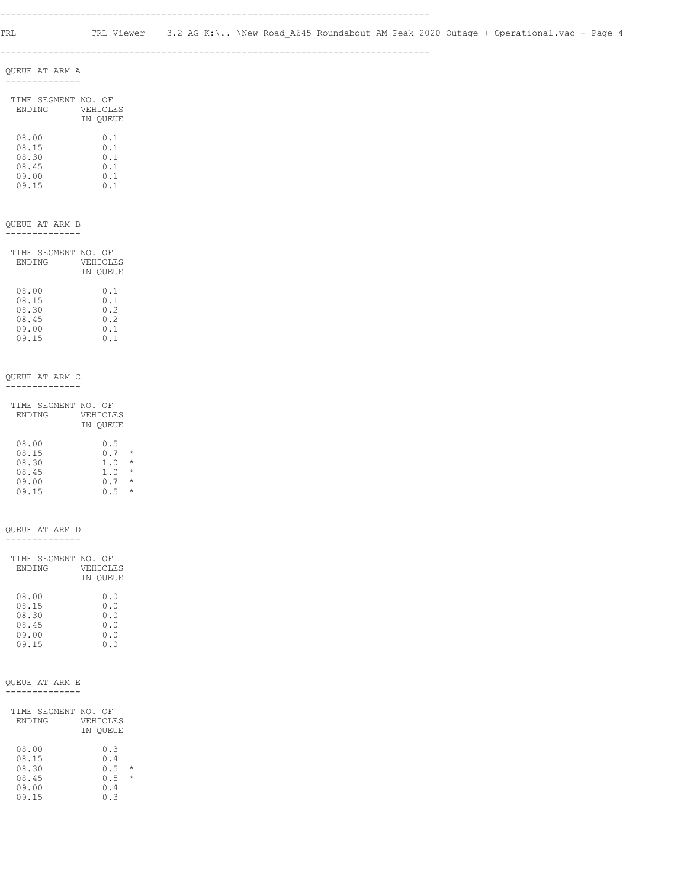## QUEUE AT ARM A

| TIME SEGMENT ENDING | NO. OF VEHICLES IN QUEUE |
|---|---|
| 08.00 | 0.1 |
| 08.15 | 0.1 |
| 08.30 | 0.1 |
| 08.45 | 0.1 |
| 09.00 | 0.1 |
| 09.15 | 0.1 |

## QUEUE AT ARM B

| TIME SEGMENT ENDING | NO. OF VEHICLES IN QUEUE |
|---|---|
| 08.00 | 0.1 |
| 08.15 | 0.1 |
| 08.30 | 0.2 |
| 08.45 | 0.2 |
| 09.00 | 0.1 |
| 09.15 | 0.1 |

## QUEUE AT ARM C

| TIME SEGMENT ENDING | NO. OF VEHICLES IN QUEUE |
|---|---|
| 08.00 | 0.5 |
| 08.15 | 0.7 * |
| 08.30 | 1.0 * |
| 08.45 | 1.0 * |
| 09.00 | 0.7 * |
| 09.15 | 0.5 * |

## QUEUE AT ARM D

| TIME SEGMENT ENDING | NO. OF VEHICLES IN QUEUE |
|---|---|
| 08.00 | 0.0 |
| 08.15 | 0.0 |
| 08.30 | 0.0 |
| 08.45 | 0.0 |
| 09.00 | 0.0 |
| 09.15 | 0.0 |

## QUEUE AT ARM E

| TIME SEGMENT ENDING | NO. OF VEHICLES IN QUEUE |
|---|---|
| 08.00 | 0.3 |
| 08.15 | 0.4 |
| 08.30 | 0.5 * |
| 08.45 | 0.5 * |
| 09.00 | 0.4 |
| 09.15 | 0.3 |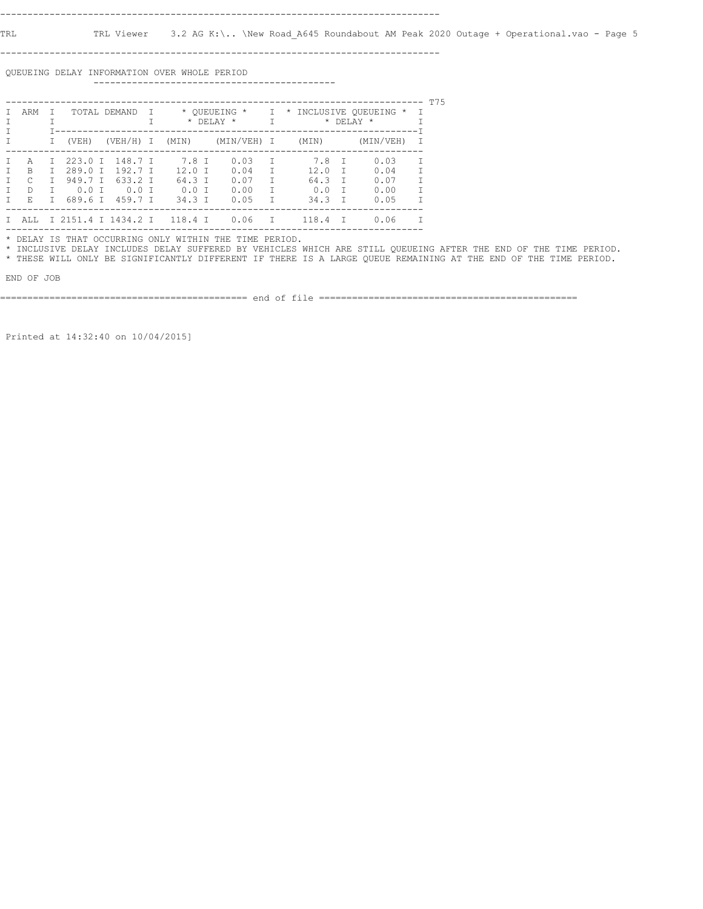## QUEUEING DELAY INFORMATION OVER WHOLE PERIOD

T75

| ARM | TOTAL DEMAND | | * QUEUEING * * DELAY * | | * INCLUSIVE QUEUEING * * DELAY * | |
|---|---|---|---|---|---|---|
| | (VEH) | (VEH/H) | (MIN) | (MIN/VEH) | (MIN) | (MIN/VEH) |
| A | 223.0 | 148.7 | 7.8 | 0.03 | 7.8 | 0.03 |
| B | 289.0 | 192.7 | 12.0 | 0.04 | 12.0 | 0.04 |
| C | 949.7 | 633.2 | 64.3 | 0.07 | 64.3 | 0.07 |
| D | 0.0 | 0.0 | 0.0 | 0.00 | 0.0 | 0.00 |
| E | 689.6 | 459.7 | 34.3 | 0.05 | 34.3 | 0.05 |
| ALL | 2151.4 | 1434.2 | 118.4 | 0.06 | 118.4 | 0.06 |

* DELAY IS THAT OCCURRING ONLY WITHIN THE TIME PERIOD.
* INCLUSIVE DELAY INCLUDES DELAY SUFFERED BY VEHICLES WHICH ARE STILL QUEUEING AFTER THE END OF THE TIME PERIOD.
* THESE WILL ONLY BE SIGNIFICANTLY DIFFERENT IF THERE IS A LARGE QUEUE REMAINING AT THE END OF THE TIME PERIOD.

END OF JOB

============================================ end of file ============================================

Printed at 14:32:40 on 10/04/2015]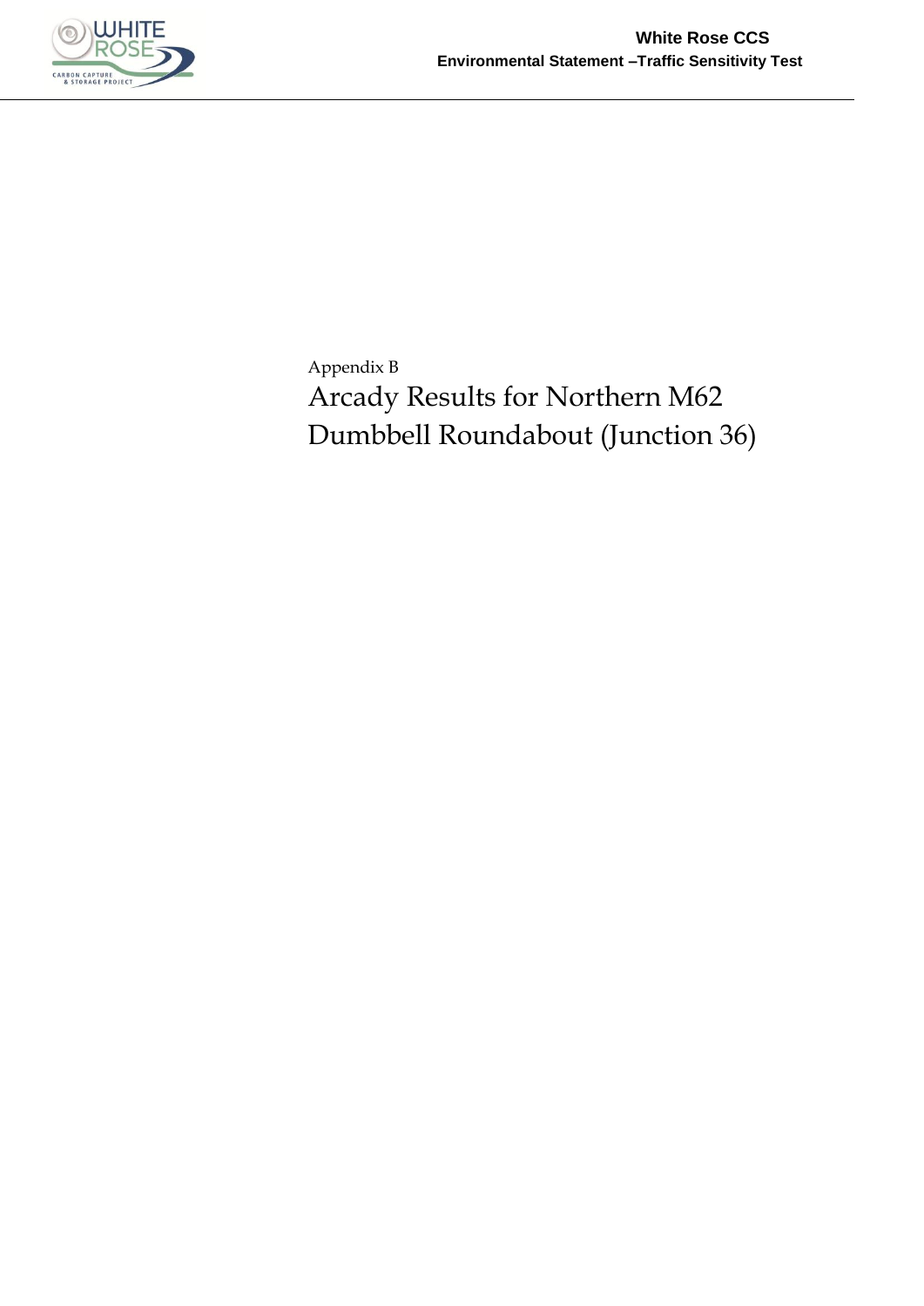Appendix B

# Arcady Results for Northern M62 Dumbbell Roundabout (Junction 36)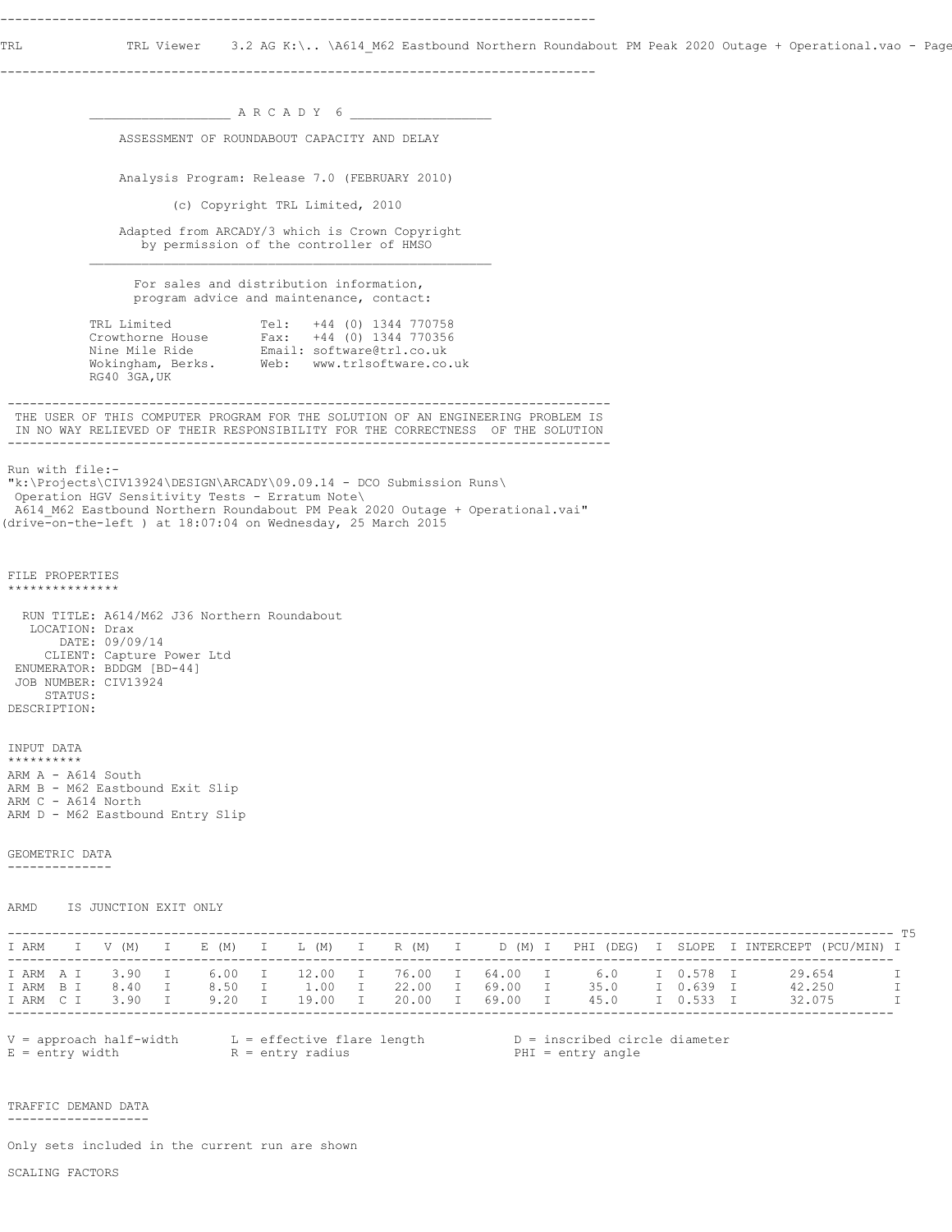TRL Viewer 3.2 AG K:\.. \A614_M62 Eastbound Northern Roundabout PM Peak 2020 Outage + Operational.vao - Page

## A R C A D Y 6

ASSESSMENT OF ROUNDABOUT CAPACITY AND DELAY

Analysis Program: Release 7.0 (FEBRUARY 2010)

(c) Copyright TRL Limited, 2010

Adapted from ARCADY/3 which is Crown Copyright
by permission of the controller of HMSO

For sales and distribution information,
program advice and maintenance, contact:

```
TRL Limited           Tel:   +44 (0) 1344 770758
Crowthorne House      Fax:   +44 (0) 1344 770356
Nine Mile Ride        Email: software@trl.co.uk
Wokingham, Berks.     Web:   www.trlsoftware.co.uk
RG40 3GA,UK
```

THE USER OF THIS COMPUTER PROGRAM FOR THE SOLUTION OF AN ENGINEERING PROBLEM IS
IN NO WAY RELIEVED OF THEIR RESPONSIBILITY FOR THE CORRECTNESS OF THE SOLUTION

Run with file:-
"k:\Projects\CIV13924\DESIGN\ARCADY\09.09.14 - DCO Submission Runs\
Operation HGV Sensitivity Tests - Erratum Note\
A614_M62 Eastbound Northern Roundabout PM Peak 2020 Outage + Operational.vai"
(drive-on-the-left ) at 18:07:04 on Wednesday, 25 March 2015

### FILE PROPERTIES

```
  RUN TITLE: A614/M62 J36 Northern Roundabout
   LOCATION: Drax
       DATE: 09/09/14
     CLIENT: Capture Power Ltd
 ENUMERATOR: BDDGM [BD-44]
 JOB NUMBER: CIV13924
     STATUS:
DESCRIPTION:
```

### INPUT DATA

ARM A - A614 South
ARM B - M62 Eastbound Exit Slip
ARM C - A614 North
ARM D - M62 Eastbound Entry Slip

### GEOMETRIC DATA

ARMD IS JUNCTION EXIT ONLY

T5

| ARM | V (M) | E (M) | L (M) | R (M) | D (M) | PHI (DEG) | SLOPE | INTERCEPT (PCU/MIN) |
|---|---|---|---|---|---|---|---|---|
| ARM A | 3.90 | 6.00 | 12.00 | 76.00 | 64.00 | 6.0 | 0.578 | 29.654 |
| ARM B | 8.40 | 8.50 | 1.00 | 22.00 | 69.00 | 35.0 | 0.639 | 42.250 |
| ARM C | 3.90 | 9.20 | 19.00 | 20.00 | 69.00 | 45.0 | 0.533 | 32.075 |

V = approach half-width    L = effective flare length    D = inscribed circle diameter
E = entry width    R = entry radius    PHI = entry angle

### TRAFFIC DEMAND DATA

Only sets included in the current run are shown

SCALING FACTORS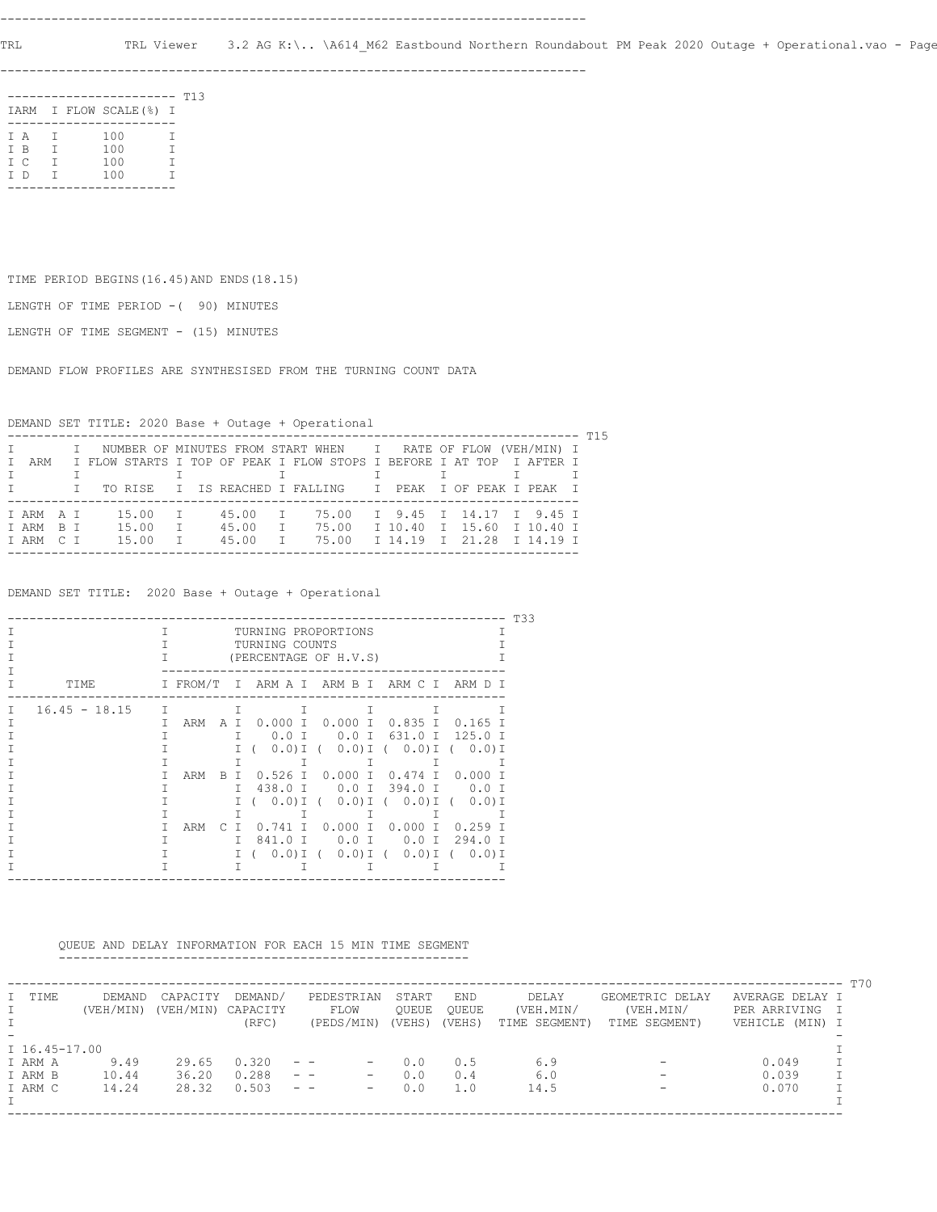T13

| ARM | FLOW SCALE(%) |
|---|---|
| A | 100 |
| B | 100 |
| C | 100 |
| D | 100 |

TIME PERIOD BEGINS(16.45)AND ENDS(18.15)

LENGTH OF TIME PERIOD -( 90) MINUTES

LENGTH OF TIME SEGMENT - (15) MINUTES

DEMAND FLOW PROFILES ARE SYNTHESISED FROM THE TURNING COUNT DATA

DEMAND SET TITLE: 2020 Base + Outage + Operational

T15

| ARM | NUMBER OF MINUTES FROM START WHEN FLOW STARTS TO RISE | TOP OF PEAK IS REACHED | FLOW STOPS FALLING | RATE OF FLOW (VEH/MIN) BEFORE PEAK | AT TOP OF PEAK | AFTER PEAK |
|---|---|---|---|---|---|---|
| ARM A | 15.00 | 45.00 | 75.00 | 9.45 | 14.17 | 9.45 |
| ARM B | 15.00 | 45.00 | 75.00 | 10.40 | 15.60 | 10.40 |
| ARM C | 15.00 | 45.00 | 75.00 | 14.19 | 21.28 | 14.19 |

DEMAND SET TITLE: 2020 Base + Outage + Operational

T33

| TIME | FROM/TO | ARM A | ARM B | ARM C | ARM D |
|---|---|---|---|---|---|
| | | TURNING PROPORTIONS / TURNING COUNTS / (PERCENTAGE OF H.V.S) | | | |
| 16.45 - 18.15 | | | | | |
| | ARM A | 0.000 | 0.000 | 0.835 | 0.165 |
| | | 0.0 | 0.0 | 631.0 | 125.0 |
| | | ( 0.0) | ( 0.0) | ( 0.0) | ( 0.0) |
| | ARM B | 0.526 | 0.000 | 0.474 | 0.000 |
| | | 438.0 | 0.0 | 394.0 | 0.0 |
| | | ( 0.0) | ( 0.0) | ( 0.0) | ( 0.0) |
| | ARM C | 0.741 | 0.000 | 0.000 | 0.259 |
| | | 841.0 | 0.0 | 0.0 | 294.0 |
| | | ( 0.0) | ( 0.0) | ( 0.0) | ( 0.0) |

QUEUE AND DELAY INFORMATION FOR EACH 15 MIN TIME SEGMENT

T70

| TIME | DEMAND (VEH/MIN) | CAPACITY (VEH/MIN) | DEMAND/ CAPACITY (RFC) | PEDESTRIAN FLOW (PEDS/MIN) | START QUEUE (VEHS) | END QUEUE (VEHS) | DELAY (VEH.MIN/ TIME SEGMENT) | GEOMETRIC DELAY (VEH.MIN/ TIME SEGMENT) | AVERAGE DELAY PER ARRIVING VEHICLE (MIN) |
|---|---|---|---|---|---|---|---|---|---|
| 16.45-17.00 | | | | | | | | | |
| ARM A | 9.49 | 29.65 | 0.320 | - - - | 0.0 | 0.5 | 6.9 | - | 0.049 |
| ARM B | 10.44 | 36.20 | 0.288 | - - - | 0.0 | 0.4 | 6.0 | - | 0.039 |
| ARM C | 14.24 | 28.32 | 0.503 | - - - | 0.0 | 1.0 | 14.5 | - | 0.070 |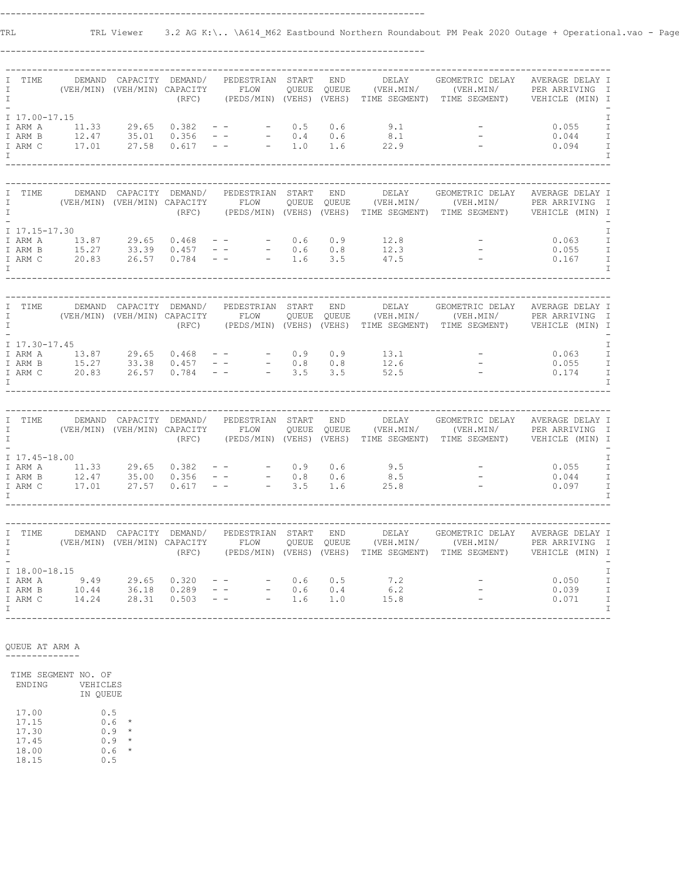| TIME | DEMAND (VEH/MIN) | CAPACITY (VEH/MIN) | DEMAND/ CAPACITY (RFC) | PEDESTRIAN FLOW (PEDS/MIN) | START QUEUE (VEHS) | END QUEUE (VEHS) | DELAY (VEH.MIN/ TIME SEGMENT) | GEOMETRIC DELAY (VEH.MIN/ TIME SEGMENT) | AVERAGE DELAY PER ARRIVING VEHICLE (MIN) |
|---|---|---|---|---|---|---|---|---|---|
| 17.00-17.15 | | | | | | | | | |
| ARM A | 11.33 | 29.65 | 0.382 | - - - | 0.5 | 0.6 | 9.1 | - | 0.055 |
| ARM B | 12.47 | 35.01 | 0.356 | - - - | 0.4 | 0.6 | 8.1 | - | 0.044 |
| ARM C | 17.01 | 27.58 | 0.617 | - - - | 1.0 | 1.6 | 22.9 | - | 0.094 |

| TIME | DEMAND (VEH/MIN) | CAPACITY (VEH/MIN) | DEMAND/ CAPACITY (RFC) | PEDESTRIAN FLOW (PEDS/MIN) | START QUEUE (VEHS) | END QUEUE (VEHS) | DELAY (VEH.MIN/ TIME SEGMENT) | GEOMETRIC DELAY (VEH.MIN/ TIME SEGMENT) | AVERAGE DELAY PER ARRIVING VEHICLE (MIN) |
|---|---|---|---|---|---|---|---|---|---|
| 17.15-17.30 | | | | | | | | | |
| ARM A | 13.87 | 29.65 | 0.468 | - - - | 0.6 | 0.9 | 12.8 | - | 0.063 |
| ARM B | 15.27 | 33.39 | 0.457 | - - - | 0.6 | 0.8 | 12.3 | - | 0.055 |
| ARM C | 20.83 | 26.57 | 0.784 | - - - | 1.6 | 3.5 | 47.5 | - | 0.167 |

| TIME | DEMAND (VEH/MIN) | CAPACITY (VEH/MIN) | DEMAND/ CAPACITY (RFC) | PEDESTRIAN FLOW (PEDS/MIN) | START QUEUE (VEHS) | END QUEUE (VEHS) | DELAY (VEH.MIN/ TIME SEGMENT) | GEOMETRIC DELAY (VEH.MIN/ TIME SEGMENT) | AVERAGE DELAY PER ARRIVING VEHICLE (MIN) |
|---|---|---|---|---|---|---|---|---|---|
| 17.30-17.45 | | | | | | | | | |
| ARM A | 13.87 | 29.65 | 0.468 | - - - | 0.9 | 0.9 | 13.1 | - | 0.063 |
| ARM B | 15.27 | 33.39 | 0.457 | - - - | 0.8 | 0.8 | 12.6 | - | 0.055 |
| ARM C | 20.83 | 26.57 | 0.784 | - - - | 3.5 | 3.5 | 52.5 | - | 0.174 |

| TIME | DEMAND (VEH/MIN) | CAPACITY (VEH/MIN) | DEMAND/ CAPACITY (RFC) | PEDESTRIAN FLOW (PEDS/MIN) | START QUEUE (VEHS) | END QUEUE (VEHS) | DELAY (VEH.MIN/ TIME SEGMENT) | GEOMETRIC DELAY (VEH.MIN/ TIME SEGMENT) | AVERAGE DELAY PER ARRIVING VEHICLE (MIN) |
|---|---|---|---|---|---|---|---|---|---|
| 17.45-18.00 | | | | | | | | | |
| ARM A | 11.33 | 29.65 | 0.382 | - - - | 0.9 | 0.6 | 9.5 | - | 0.055 |
| ARM B | 12.47 | 35.00 | 0.356 | - - - | 0.8 | 0.6 | 8.5 | - | 0.044 |
| ARM C | 17.01 | 27.57 | 0.617 | - - - | 3.5 | 1.6 | 25.8 | - | 0.097 |

| TIME | DEMAND (VEH/MIN) | CAPACITY (VEH/MIN) | DEMAND/ CAPACITY (RFC) | PEDESTRIAN FLOW (PEDS/MIN) | START QUEUE (VEHS) | END QUEUE (VEHS) | DELAY (VEH.MIN/ TIME SEGMENT) | GEOMETRIC DELAY (VEH.MIN/ TIME SEGMENT) | AVERAGE DELAY PER ARRIVING VEHICLE (MIN) |
|---|---|---|---|---|---|---|---|---|---|
| 18.00-18.15 | | | | | | | | | |
| ARM A | 9.49 | 29.65 | 0.320 | - - - | 0.6 | 0.5 | 7.2 | - | 0.050 |
| ARM B | 10.44 | 36.18 | 0.289 | - - - | 0.6 | 0.4 | 6.2 | - | 0.039 |
| ARM C | 14.24 | 28.31 | 0.503 | - - - | 1.6 | 1.0 | 15.8 | - | 0.071 |

QUEUE AT ARM A

| TIME SEGMENT ENDING | NO. OF VEHICLES IN QUEUE |
|---|---|
| 17.00 | 0.5 |
| 17.15 | 0.6 * |
| 17.30 | 0.9 * |
| 17.45 | 0.9 * |
| 18.00 | 0.6 * |
| 18.15 | 0.5 |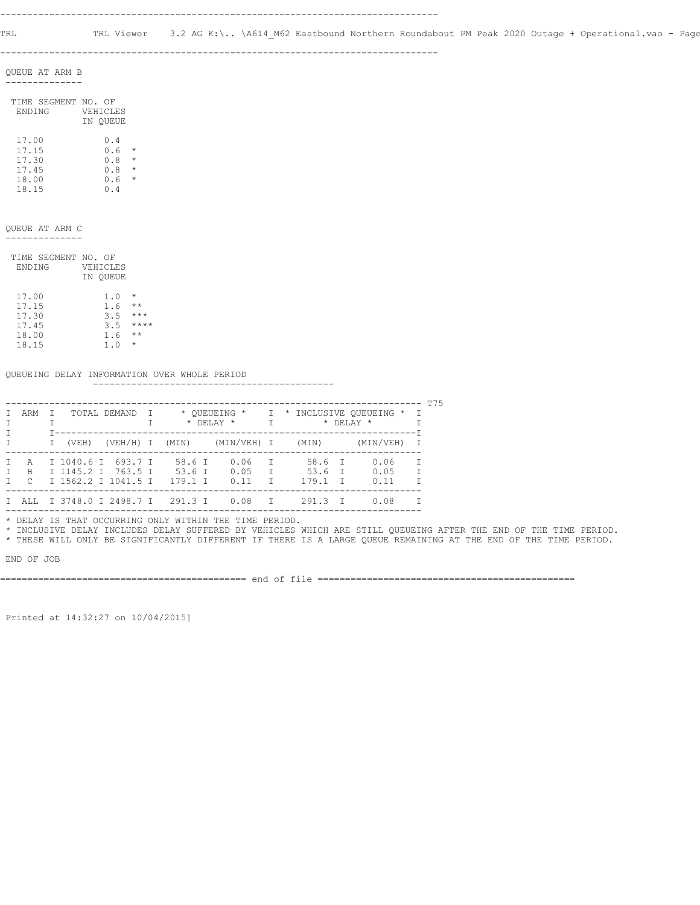QUEUE AT ARM B

| TIME SEGMENT ENDING | NO. OF VEHICLES IN QUEUE | |
|---|---|---|
| 17.00 | 0.4 | |
| 17.15 | 0.6 | * |
| 17.30 | 0.8 | * |
| 17.45 | 0.8 | * |
| 18.00 | 0.6 | * |
| 18.15 | 0.4 | |

QUEUE AT ARM C

| TIME SEGMENT ENDING | NO. OF VEHICLES IN QUEUE | |
|---|---|---|
| 17.00 | 1.0 | * |
| 17.15 | 1.6 | ** |
| 17.30 | 3.5 | *** |
| 17.45 | 3.5 | **** |
| 18.00 | 1.6 | ** |
| 18.15 | 1.0 | * |

QUEUEING DELAY INFORMATION OVER WHOLE PERIOD

T75

| ARM | TOTAL DEMAND | | * QUEUEING * * DELAY * | | * INCLUSIVE QUEUEING * * DELAY * | |
|---|---|---|---|---|---|---|
| | (VEH) | (VEH/H) | (MIN) | (MIN/VEH) | (MIN) | (MIN/VEH) |
| A | 1040.6 | 693.7 | 58.6 | 0.06 | 58.6 | 0.06 |
| B | 1145.2 | 763.5 | 53.6 | 0.05 | 53.6 | 0.05 |
| C | 1562.2 | 1041.5 | 179.1 | 0.11 | 179.1 | 0.11 |
| ALL | 3748.0 | 2498.7 | 291.3 | 0.08 | 291.3 | 0.08 |

* DELAY IS THAT OCCURRING ONLY WITHIN THE TIME PERIOD.
* INCLUSIVE DELAY INCLUDES DELAY SUFFERED BY VEHICLES WHICH ARE STILL QUEUEING AFTER THE END OF THE TIME PERIOD.
* THESE WILL ONLY BE SIGNIFICANTLY DIFFERENT IF THERE IS A LARGE QUEUE REMAINING AT THE END OF THE TIME PERIOD.

END OF JOB

============================================= end of file =============================================

Printed at 14:32:27 on 10/04/2015]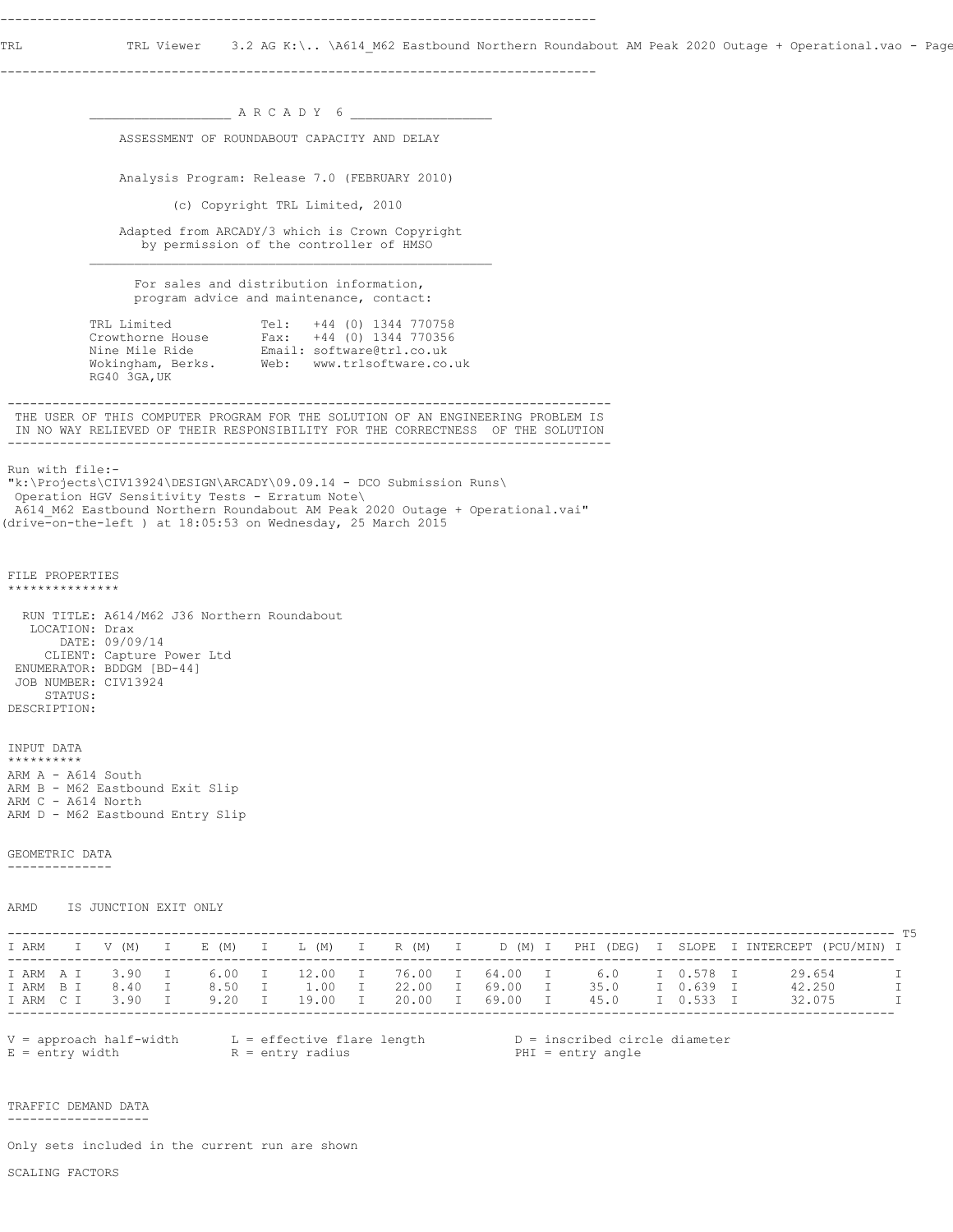ARCADY 6

ASSESSMENT OF ROUNDABOUT CAPACITY AND DELAY

Analysis Program: Release 7.0 (FEBRUARY 2010)

(c) Copyright TRL Limited, 2010

Adapted from ARCADY/3 which is Crown Copyright by permission of the controller of HMSO

For sales and distribution information, program advice and maintenance, contact:

```
TRL Limited            Tel:   +44 (0) 1344 770758
Crowthorne House       Fax:   +44 (0) 1344 770356
Nine Mile Ride         Email: software@trl.co.uk
Wokingham, Berks.      Web:   www.trlsoftware.co.uk
RG40 3GA,UK
```

THE USER OF THIS COMPUTER PROGRAM FOR THE SOLUTION OF AN ENGINEERING PROBLEM IS IN NO WAY RELIEVED OF THEIR RESPONSIBILITY FOR THE CORRECTNESS OF THE SOLUTION

Run with file:-
"k:\Projects\CIV13924\DESIGN\ARCADY\09.09.14 - DCO Submission Runs\Operation HGV Sensitivity Tests - Erratum Note\A614_M62 Eastbound Northern Roundabout AM Peak 2020 Outage + Operational.vai"
(drive-on-the-left ) at 18:05:53 on Wednesday, 25 March 2015

## FILE PROPERTIES

```
  RUN TITLE: A614/M62 J36 Northern Roundabout
   LOCATION: Drax
       DATE: 09/09/14
     CLIENT: Capture Power Ltd
 ENUMERATOR: BDDGM [BD-44]
 JOB NUMBER: CIV13924
     STATUS:
DESCRIPTION:
```

## INPUT DATA

ARM A - A614 South
ARM B - M62 Eastbound Exit Slip
ARM C - A614 North
ARM D - M62 Eastbound Entry Slip

### GEOMETRIC DATA

ARMD IS JUNCTION EXIT ONLY

| ARM | V (M) | E (M) | L (M) | R (M) | D (M) | PHI (DEG) | SLOPE | INTERCEPT (PCU/MIN) |
|---|---|---|---|---|---|---|---|---|
| ARM A | 3.90 | 6.00 | 12.00 | 76.00 | 64.00 | 6.0 | 0.578 | 29.654 |
| ARM B | 8.40 | 8.50 | 1.00 | 22.00 | 69.00 | 35.0 | 0.639 | 42.250 |
| ARM C | 3.90 | 9.20 | 19.00 | 20.00 | 69.00 | 45.0 | 0.533 | 32.075 |

V = approach half-width  L = effective flare length  D = inscribed circle diameter
E = entry width  R = entry radius  PHI = entry angle

### TRAFFIC DEMAND DATA

Only sets included in the current run are shown

SCALING FACTORS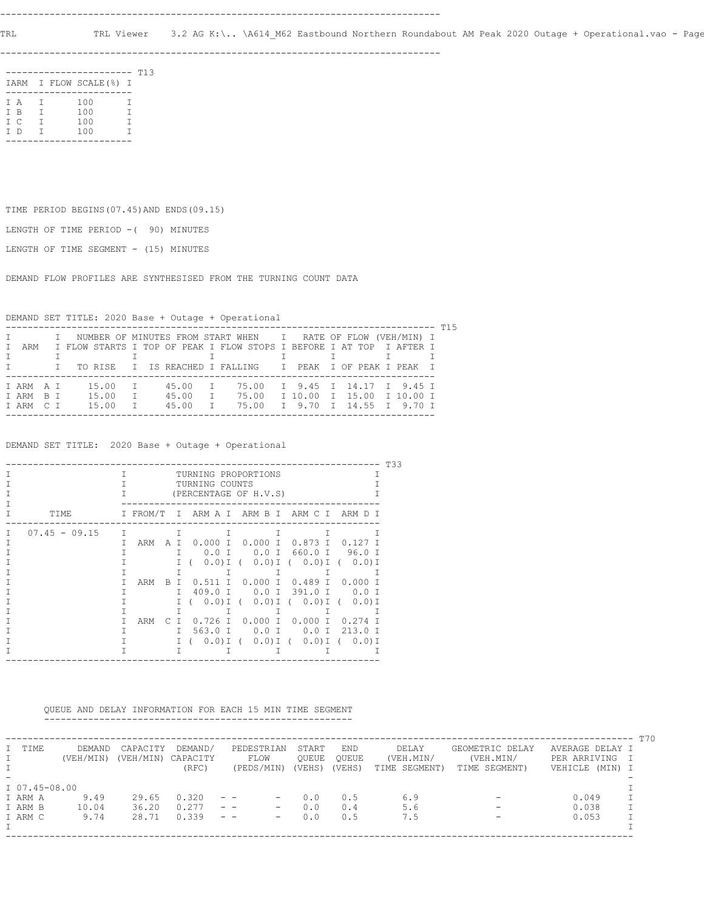T13

| ARM | FLOW SCALE(%) |
|---|---|
| A | 100 |
| B | 100 |
| C | 100 |
| D | 100 |

TIME PERIOD BEGINS(07.45)AND ENDS(09.15)

LENGTH OF TIME PERIOD -( 90) MINUTES

LENGTH OF TIME SEGMENT - (15) MINUTES

DEMAND FLOW PROFILES ARE SYNTHESISED FROM THE TURNING COUNT DATA

DEMAND SET TITLE: 2020 Base + Outage + Operational

T15

| ARM | NUMBER OF MINUTES FROM START WHEN | | | RATE OF FLOW (VEH/MIN) | | |
|---|---|---|---|---|---|---|
| | FLOW STARTS TO RISE | TOP OF PEAK IS REACHED | FLOW STOPS FALLING | BEFORE PEAK | AT TOP OF PEAK | AFTER PEAK |
| ARM A | 15.00 | 45.00 | 75.00 | 9.45 | 14.17 | 9.45 |
| ARM B | 15.00 | 45.00 | 75.00 | 10.00 | 15.00 | 10.00 |
| ARM C | 15.00 | 45.00 | 75.00 | 9.70 | 14.55 | 9.70 |

DEMAND SET TITLE: 2020 Base + Outage + Operational

T33

| TIME | FROM/TO | ARM A | ARM B | ARM C | ARM D |
|---|---|---|---|---|---|
| | | TURNING PROPORTIONS / TURNING COUNTS / (PERCENTAGE OF H.V.S) | | | |
| 07.45 - 09.15 | ARM A | 0.000 | 0.000 | 0.873 | 0.127 |
| | | 0.0 | 0.0 | 660.0 | 96.0 |
| | | ( 0.0) | ( 0.0) | ( 0.0) | ( 0.0) |
| | ARM B | 0.511 | 0.000 | 0.489 | 0.000 |
| | | 409.0 | 0.0 | 391.0 | 0.0 |
| | | ( 0.0) | ( 0.0) | ( 0.0) | ( 0.0) |
| | ARM C | 0.726 | 0.000 | 0.000 | 0.274 |
| | | 563.0 | 0.0 | 0.0 | 213.0 |
| | | ( 0.0) | ( 0.0) | ( 0.0) | ( 0.0) |

QUEUE AND DELAY INFORMATION FOR EACH 15 MIN TIME SEGMENT

T70

| TIME | DEMAND (VEH/MIN) | CAPACITY (VEH/MIN) | DEMAND/ CAPACITY (RFC) | PEDESTRIAN FLOW (PEDS/MIN) | START QUEUE (VEHS) | END QUEUE (VEHS) | DELAY (VEH.MIN/ TIME SEGMENT) | GEOMETRIC DELAY (VEH.MIN/ TIME SEGMENT) | AVERAGE DELAY PER ARRIVING VEHICLE (MIN) |
|---|---|---|---|---|---|---|---|---|---|
| 07.45-08.00 | | | | | | | | | |
| ARM A | 9.49 | 29.65 | 0.320 | - - - | 0.0 | 0.5 | 6.9 | - | 0.049 |
| ARM B | 10.04 | 36.20 | 0.277 | - - - | 0.0 | 0.4 | 5.6 | - | 0.038 |
| ARM C | 9.74 | 28.71 | 0.339 | - - - | 0.0 | 0.5 | 7.5 | - | 0.053 |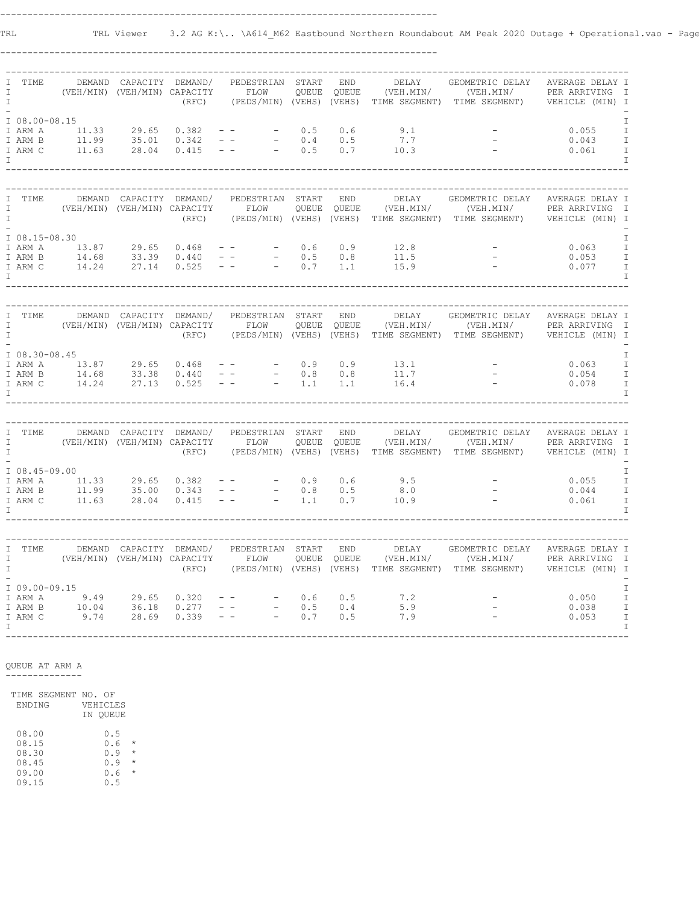| TIME | DEMAND (VEH/MIN) | CAPACITY (VEH/MIN) | DEMAND/ CAPACITY (RFC) | PEDESTRIAN FLOW (PEDS/MIN) | START QUEUE (VEHS) | END QUEUE (VEHS) | DELAY (VEH.MIN/ TIME SEGMENT) | GEOMETRIC DELAY (VEH.MIN/ TIME SEGMENT) | AVERAGE DELAY PER ARRIVING VEHICLE (MIN) |
|---|---|---|---|---|---|---|---|---|---|
| 08.00-08.15 | | | | | | | | | |
| ARM A | 11.33 | 29.65 | 0.382 | - - - | 0.5 | 0.6 | 9.1 | - | 0.055 |
| ARM B | 11.99 | 35.01 | 0.342 | - - - | 0.4 | 0.5 | 7.7 | - | 0.043 |
| ARM C | 11.63 | 28.04 | 0.415 | - - - | 0.5 | 0.7 | 10.3 | - | 0.061 |

| TIME | DEMAND (VEH/MIN) | CAPACITY (VEH/MIN) | DEMAND/ CAPACITY (RFC) | PEDESTRIAN FLOW (PEDS/MIN) | START QUEUE (VEHS) | END QUEUE (VEHS) | DELAY (VEH.MIN/ TIME SEGMENT) | GEOMETRIC DELAY (VEH.MIN/ TIME SEGMENT) | AVERAGE DELAY PER ARRIVING VEHICLE (MIN) |
|---|---|---|---|---|---|---|---|---|---|
| 08.15-08.30 | | | | | | | | | |
| ARM A | 13.87 | 29.65 | 0.468 | - - - | 0.6 | 0.9 | 12.8 | - | 0.063 |
| ARM B | 14.68 | 33.39 | 0.440 | - - - | 0.5 | 0.8 | 11.5 | - | 0.053 |
| ARM C | 14.24 | 27.14 | 0.525 | - - - | 0.7 | 1.1 | 15.9 | - | 0.077 |

| TIME | DEMAND (VEH/MIN) | CAPACITY (VEH/MIN) | DEMAND/ CAPACITY (RFC) | PEDESTRIAN FLOW (PEDS/MIN) | START QUEUE (VEHS) | END QUEUE (VEHS) | DELAY (VEH.MIN/ TIME SEGMENT) | GEOMETRIC DELAY (VEH.MIN/ TIME SEGMENT) | AVERAGE DELAY PER ARRIVING VEHICLE (MIN) |
|---|---|---|---|---|---|---|---|---|---|
| 08.30-08.45 | | | | | | | | | |
| ARM A | 13.87 | 29.65 | 0.468 | - - - | 0.9 | 0.9 | 13.1 | - | 0.063 |
| ARM B | 14.68 | 33.39 | 0.440 | - - - | 0.8 | 0.8 | 11.7 | - | 0.054 |
| ARM C | 14.24 | 27.13 | 0.525 | - - - | 1.1 | 1.1 | 16.4 | - | 0.078 |

| TIME | DEMAND (VEH/MIN) | CAPACITY (VEH/MIN) | DEMAND/ CAPACITY (RFC) | PEDESTRIAN FLOW (PEDS/MIN) | START QUEUE (VEHS) | END QUEUE (VEHS) | DELAY (VEH.MIN/ TIME SEGMENT) | GEOMETRIC DELAY (VEH.MIN/ TIME SEGMENT) | AVERAGE DELAY PER ARRIVING VEHICLE (MIN) |
|---|---|---|---|---|---|---|---|---|---|
| 08.45-09.00 | | | | | | | | | |
| ARM A | 11.33 | 29.65 | 0.382 | - - - | 0.9 | 0.6 | 9.5 | - | 0.055 |
| ARM B | 11.99 | 35.00 | 0.343 | - - - | 0.8 | 0.5 | 8.0 | - | 0.044 |
| ARM C | 11.63 | 28.04 | 0.415 | - - - | 1.1 | 0.7 | 10.9 | - | 0.061 |

| TIME | DEMAND (VEH/MIN) | CAPACITY (VEH/MIN) | DEMAND/ CAPACITY (RFC) | PEDESTRIAN FLOW (PEDS/MIN) | START QUEUE (VEHS) | END QUEUE (VEHS) | DELAY (VEH.MIN/ TIME SEGMENT) | GEOMETRIC DELAY (VEH.MIN/ TIME SEGMENT) | AVERAGE DELAY PER ARRIVING VEHICLE (MIN) |
|---|---|---|---|---|---|---|---|---|---|
| 09.00-09.15 | | | | | | | | | |
| ARM A | 9.49 | 29.65 | 0.320 | - - - | 0.6 | 0.5 | 7.2 | - | 0.050 |
| ARM B | 10.04 | 36.18 | 0.277 | - - - | 0.5 | 0.4 | 5.9 | - | 0.038 |
| ARM C | 9.74 | 28.69 | 0.339 | - - - | 0.7 | 0.5 | 7.9 | - | 0.053 |

QUEUE AT ARM A

| TIME SEGMENT ENDING | NO. OF VEHICLES IN QUEUE | |
|---|---|---|
| 08.00 | 0.5 | |
| 08.15 | 0.6 | * |
| 08.30 | 0.9 | * |
| 08.45 | 0.9 | * |
| 09.00 | 0.6 | * |
| 09.15 | 0.5 | |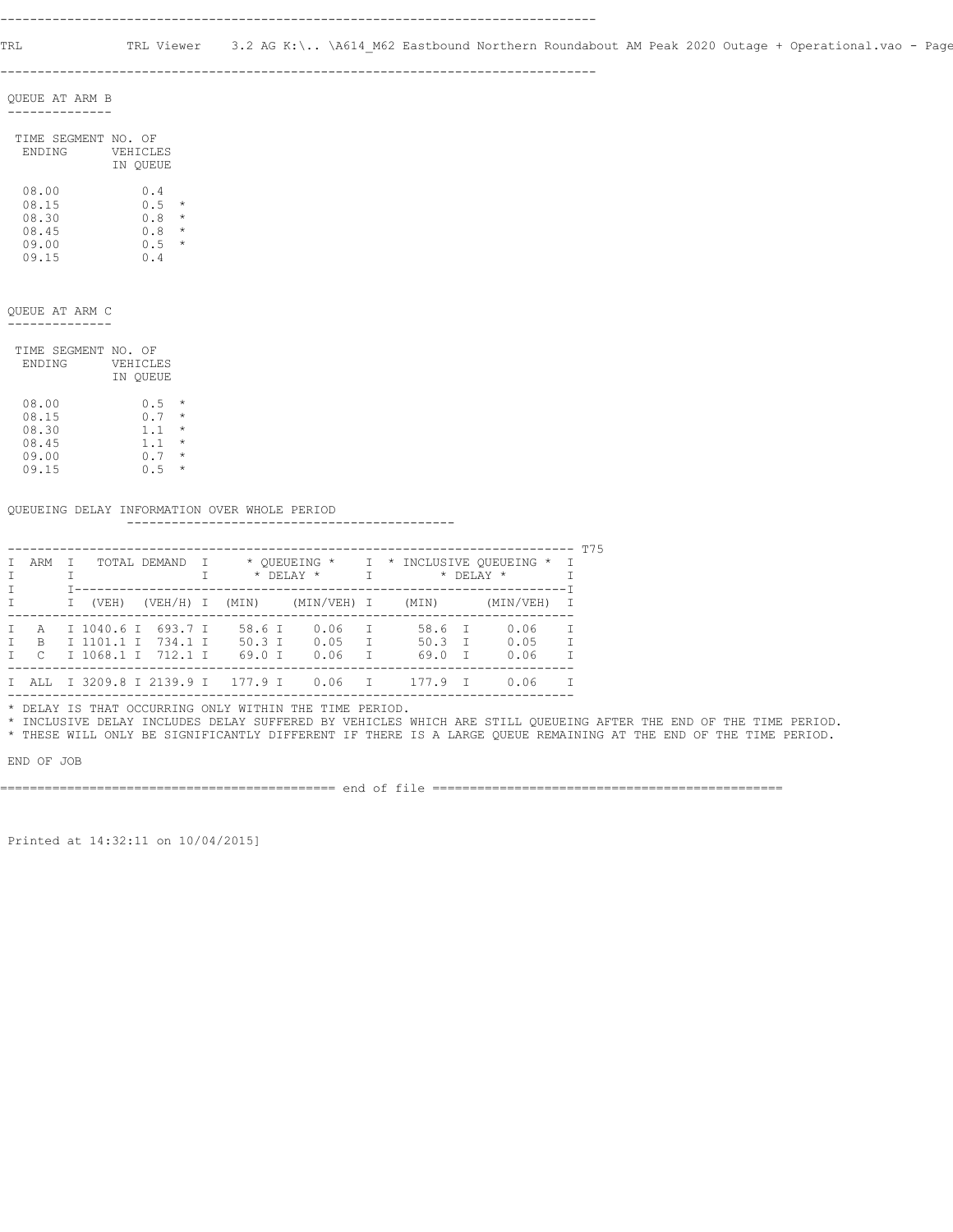QUEUE AT ARM B

| TIME SEGMENT ENDING | NO. OF VEHICLES IN QUEUE |
|---|---|
| 08.00 | 0.4 |
| 08.15 | 0.5 * |
| 08.30 | 0.8 * |
| 08.45 | 0.8 * |
| 09.00 | 0.5 * |
| 09.15 | 0.4 |

QUEUE AT ARM C

| TIME SEGMENT ENDING | NO. OF VEHICLES IN QUEUE |
|---|---|
| 08.00 | 0.5 * |
| 08.15 | 0.7 * |
| 08.30 | 1.1 * |
| 08.45 | 1.1 * |
| 09.00 | 0.7 * |
| 09.15 | 0.5 * |

QUEUEING DELAY INFORMATION OVER WHOLE PERIOD

T75

| ARM | TOTAL DEMAND | | * QUEUEING * * DELAY * | | * INCLUSIVE QUEUEING * * DELAY * | |
|---|---|---|---|---|---|---|
| | (VEH) | (VEH/H) | (MIN) | (MIN/VEH) | (MIN) | (MIN/VEH) |
| A | 1040.6 | 693.7 | 58.6 | 0.06 | 58.6 | 0.06 |
| B | 1101.1 | 734.1 | 50.3 | 0.05 | 50.3 | 0.05 |
| C | 1068.1 | 712.1 | 69.0 | 0.06 | 69.0 | 0.06 |
| ALL | 3209.8 | 2139.9 | 177.9 | 0.06 | 177.9 | 0.06 |

* DELAY IS THAT OCCURRING ONLY WITHIN THE TIME PERIOD.
* INCLUSIVE DELAY INCLUDES DELAY SUFFERED BY VEHICLES WHICH ARE STILL QUEUEING AFTER THE END OF THE TIME PERIOD.
* THESE WILL ONLY BE SIGNIFICANTLY DIFFERENT IF THERE IS A LARGE QUEUE REMAINING AT THE END OF THE TIME PERIOD.

END OF JOB

============================================= end of file =============================================

Printed at 14:32:11 on 10/04/2015]